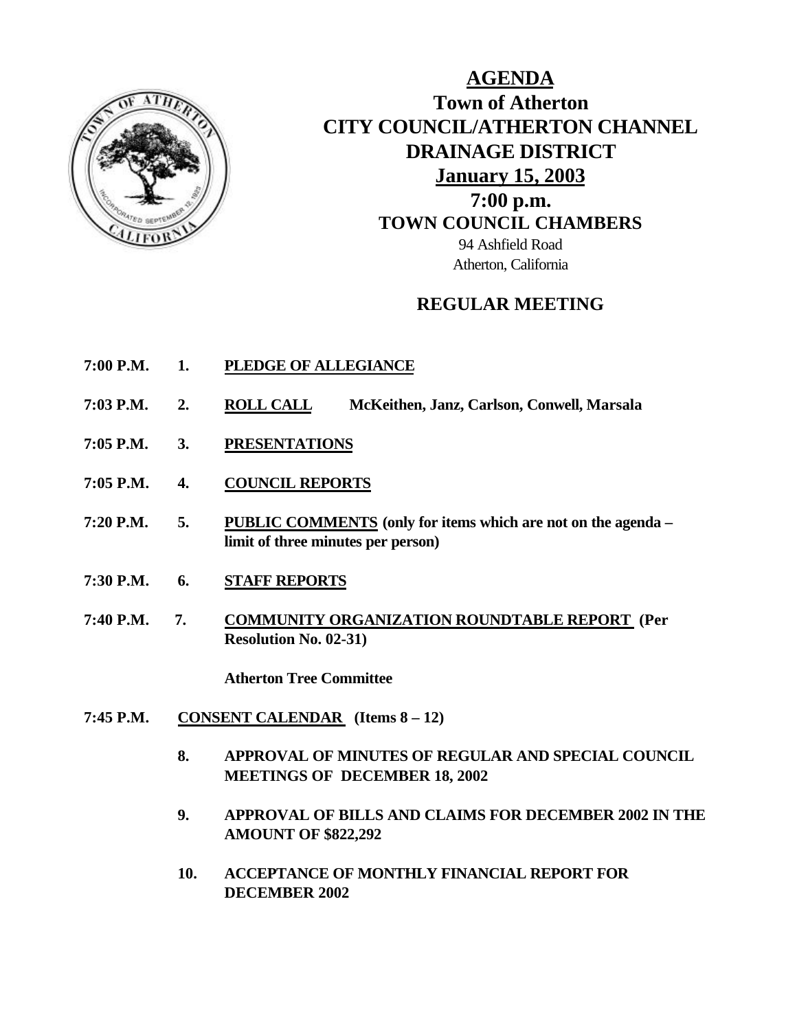# AGENDA

## Town of Atherton
## CITY COUNCIL/ATHERTON CHANNEL DRAINAGE DISTRICT
## January 15, 2003
## 7:00 p.m.
## TOWN COUNCIL CHAMBERS

94 Ashfield Road
Atherton, California

## REGULAR MEETING

**7:00 P.M. 1. PLEDGE OF ALLEGIANCE**

**7:03 P.M. 2. ROLL CALL** McKeithen, Janz, Carlson, Conwell, Marsala

**7:05 P.M. 3. PRESENTATIONS**

**7:05 P.M. 4. COUNCIL REPORTS**

**7:20 P.M. 5. PUBLIC COMMENTS (only for items which are not on the agenda – limit of three minutes per person)**

**7:30 P.M. 6. STAFF REPORTS**

**7:40 P.M. 7. COMMUNITY ORGANIZATION ROUNDTABLE REPORT (Per Resolution No. 02-31)**

**Atherton Tree Committee**

**7:45 P.M. CONSENT CALENDAR (Items 8 – 12)**

**8. APPROVAL OF MINUTES OF REGULAR AND SPECIAL COUNCIL MEETINGS OF DECEMBER 18, 2002**

**9. APPROVAL OF BILLS AND CLAIMS FOR DECEMBER 2002 IN THE AMOUNT OF $822,292**

**10. ACCEPTANCE OF MONTHLY FINANCIAL REPORT FOR DECEMBER 2002**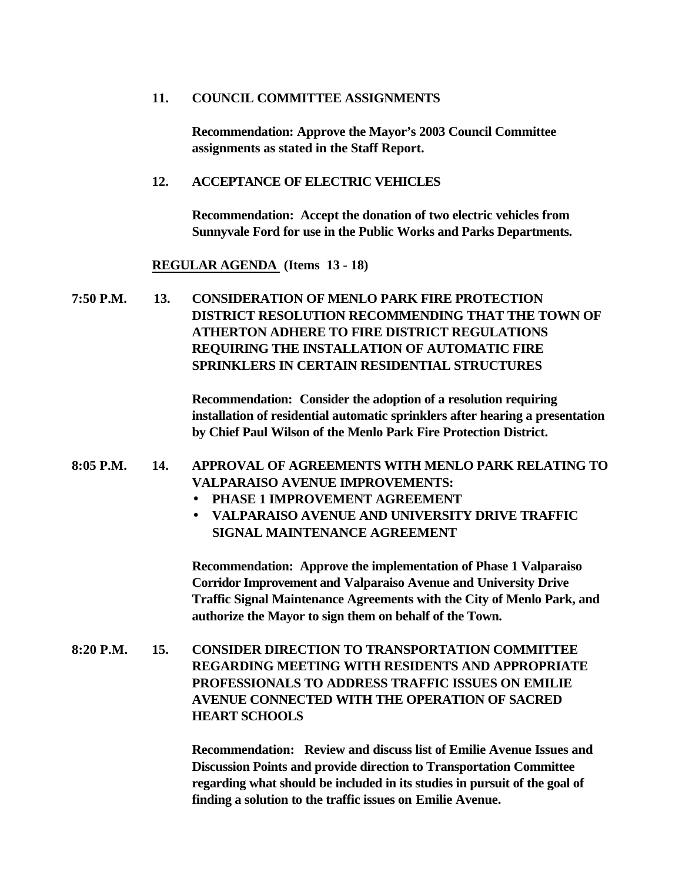**11. COUNCIL COMMITTEE ASSIGNMENTS**

**Recommendation: Approve the Mayor's 2003 Council Committee assignments as stated in the Staff Report.**

**12. ACCEPTANCE OF ELECTRIC VEHICLES**

**Recommendation: Accept the donation of two electric vehicles from Sunnyvale Ford for use in the Public Works and Parks Departments.**

**<u>REGULAR AGENDA</u> (Items 13 - 18)**

**7:50 P.M. 13. CONSIDERATION OF MENLO PARK FIRE PROTECTION DISTRICT RESOLUTION RECOMMENDING THAT THE TOWN OF ATHERTON ADHERE TO FIRE DISTRICT REGULATIONS REQUIRING THE INSTALLATION OF AUTOMATIC FIRE SPRINKLERS IN CERTAIN RESIDENTIAL STRUCTURES**

**Recommendation: Consider the adoption of a resolution requiring installation of residential automatic sprinklers after hearing a presentation by Chief Paul Wilson of the Menlo Park Fire Protection District.**

**8:05 P.M. 14. APPROVAL OF AGREEMENTS WITH MENLO PARK RELATING TO VALPARAISO AVENUE IMPROVEMENTS:**

- **PHASE 1 IMPROVEMENT AGREEMENT**
- **VALPARAISO AVENUE AND UNIVERSITY DRIVE TRAFFIC SIGNAL MAINTENANCE AGREEMENT**

**Recommendation: Approve the implementation of Phase 1 Valparaiso Corridor Improvement and Valparaiso Avenue and University Drive Traffic Signal Maintenance Agreements with the City of Menlo Park, and authorize the Mayor to sign them on behalf of the Town.**

**8:20 P.M. 15. CONSIDER DIRECTION TO TRANSPORTATION COMMITTEE REGARDING MEETING WITH RESIDENTS AND APPROPRIATE PROFESSIONALS TO ADDRESS TRAFFIC ISSUES ON EMILIE AVENUE CONNECTED WITH THE OPERATION OF SACRED HEART SCHOOLS**

**Recommendation: Review and discuss list of Emilie Avenue Issues and Discussion Points and provide direction to Transportation Committee regarding what should be included in its studies in pursuit of the goal of finding a solution to the traffic issues on Emilie Avenue.**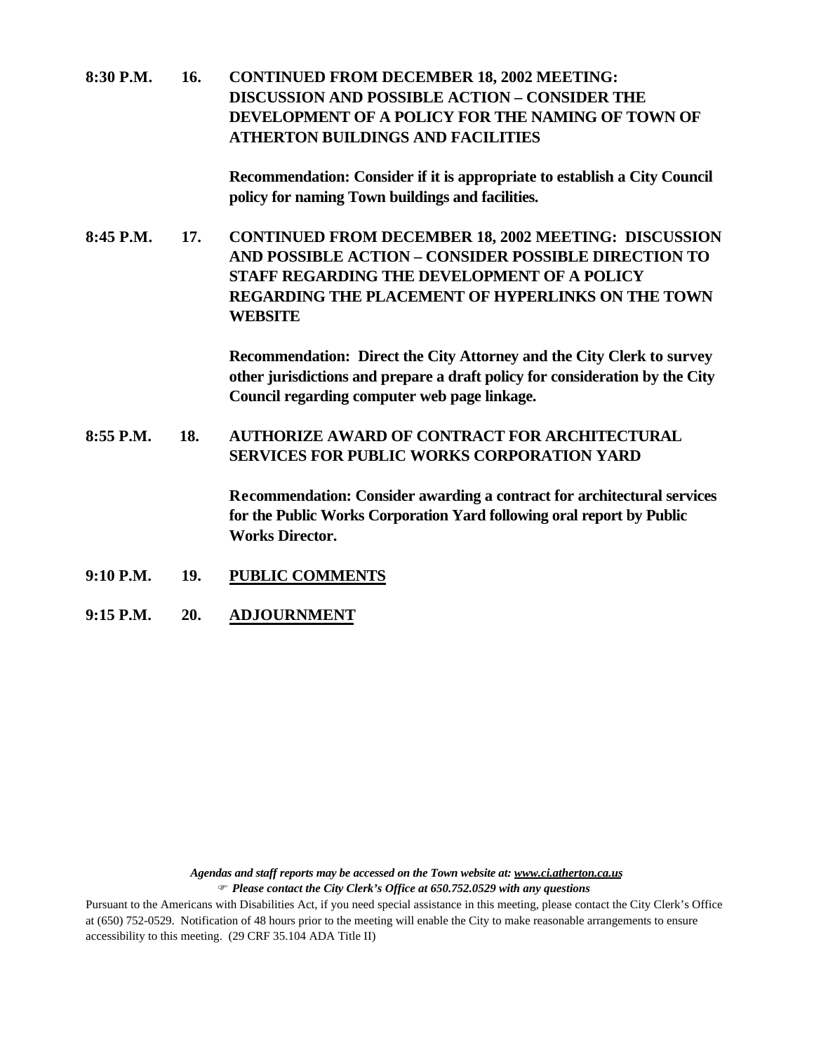**8:30 P.M. 16. CONTINUED FROM DECEMBER 18, 2002 MEETING: DISCUSSION AND POSSIBLE ACTION – CONSIDER THE DEVELOPMENT OF A POLICY FOR THE NAMING OF TOWN OF ATHERTON BUILDINGS AND FACILITIES**

**Recommendation: Consider if it is appropriate to establish a City Council policy for naming Town buildings and facilities.**

**8:45 P.M. 17. CONTINUED FROM DECEMBER 18, 2002 MEETING: DISCUSSION AND POSSIBLE ACTION – CONSIDER POSSIBLE DIRECTION TO STAFF REGARDING THE DEVELOPMENT OF A POLICY REGARDING THE PLACEMENT OF HYPERLINKS ON THE TOWN WEBSITE**

**Recommendation: Direct the City Attorney and the City Clerk to survey other jurisdictions and prepare a draft policy for consideration by the City Council regarding computer web page linkage.**

**8:55 P.M. 18. AUTHORIZE AWARD OF CONTRACT FOR ARCHITECTURAL SERVICES FOR PUBLIC WORKS CORPORATION YARD**

**Recommendation: Consider awarding a contract for architectural services for the Public Works Corporation Yard following oral report by Public Works Director.**

**9:10 P.M. 19. PUBLIC COMMENTS**

**9:15 P.M. 20. ADJOURNMENT**

*Agendas and staff reports may be accessed on the Town website at: www.ci.atherton.ca.us*
☞ *Please contact the City Clerk's Office at 650.752.0529 with any questions*

Pursuant to the Americans with Disabilities Act, if you need special assistance in this meeting, please contact the City Clerk's Office at (650) 752-0529. Notification of 48 hours prior to the meeting will enable the City to make reasonable arrangements to ensure accessibility to this meeting. (29 CRF 35.104 ADA Title II)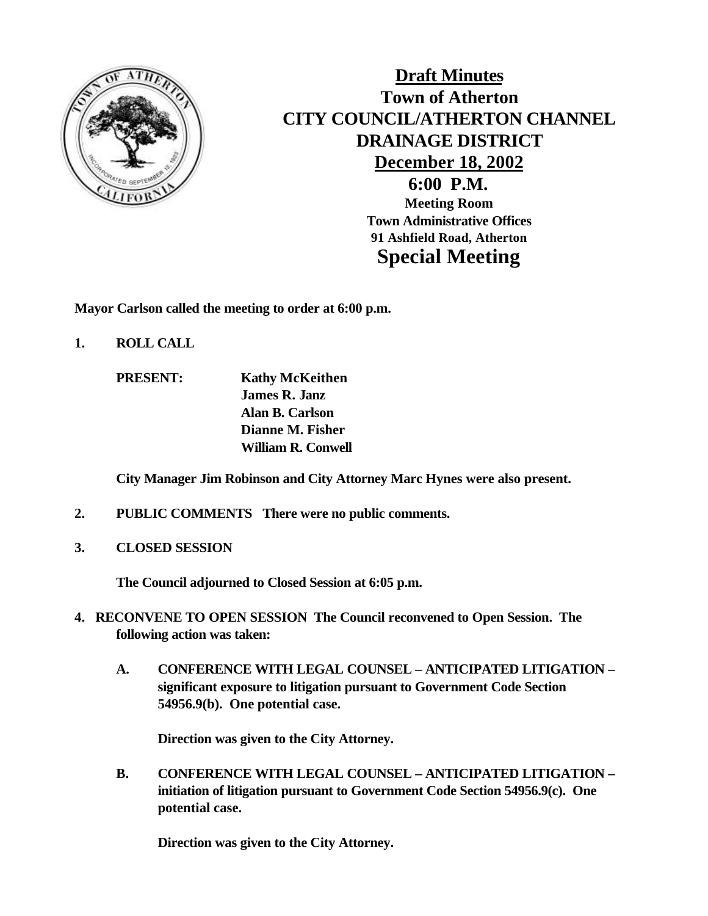# Draft Minutes

## Town of Atherton

## CITY COUNCIL/ATHERTON CHANNEL DRAINAGE DISTRICT

## December 18, 2002

## 6:00 P.M.

**Meeting Room**
**Town Administrative Offices**
**91 Ashfield Road, Atherton**

## Special Meeting

**Mayor Carlson called the meeting to order at 6:00 p.m.**

**1. ROLL CALL**

**PRESENT:** **Kathy McKeithen**
**James R. Janz**
**Alan B. Carlson**
**Dianne M. Fisher**
**William R. Conwell**

**City Manager Jim Robinson and City Attorney Marc Hynes were also present.**

**2. PUBLIC COMMENTS** **There were no public comments.**

**3. CLOSED SESSION**

**The Council adjourned to Closed Session at 6:05 p.m.**

**4. RECONVENE TO OPEN SESSION** **The Council reconvened to Open Session. The following action was taken:**

**A. CONFERENCE WITH LEGAL COUNSEL – ANTICIPATED LITIGATION – significant exposure to litigation pursuant to Government Code Section 54956.9(b). One potential case.**

**Direction was given to the City Attorney.**

**B. CONFERENCE WITH LEGAL COUNSEL – ANTICIPATED LITIGATION – initiation of litigation pursuant to Government Code Section 54956.9(c). One potential case.**

**Direction was given to the City Attorney.**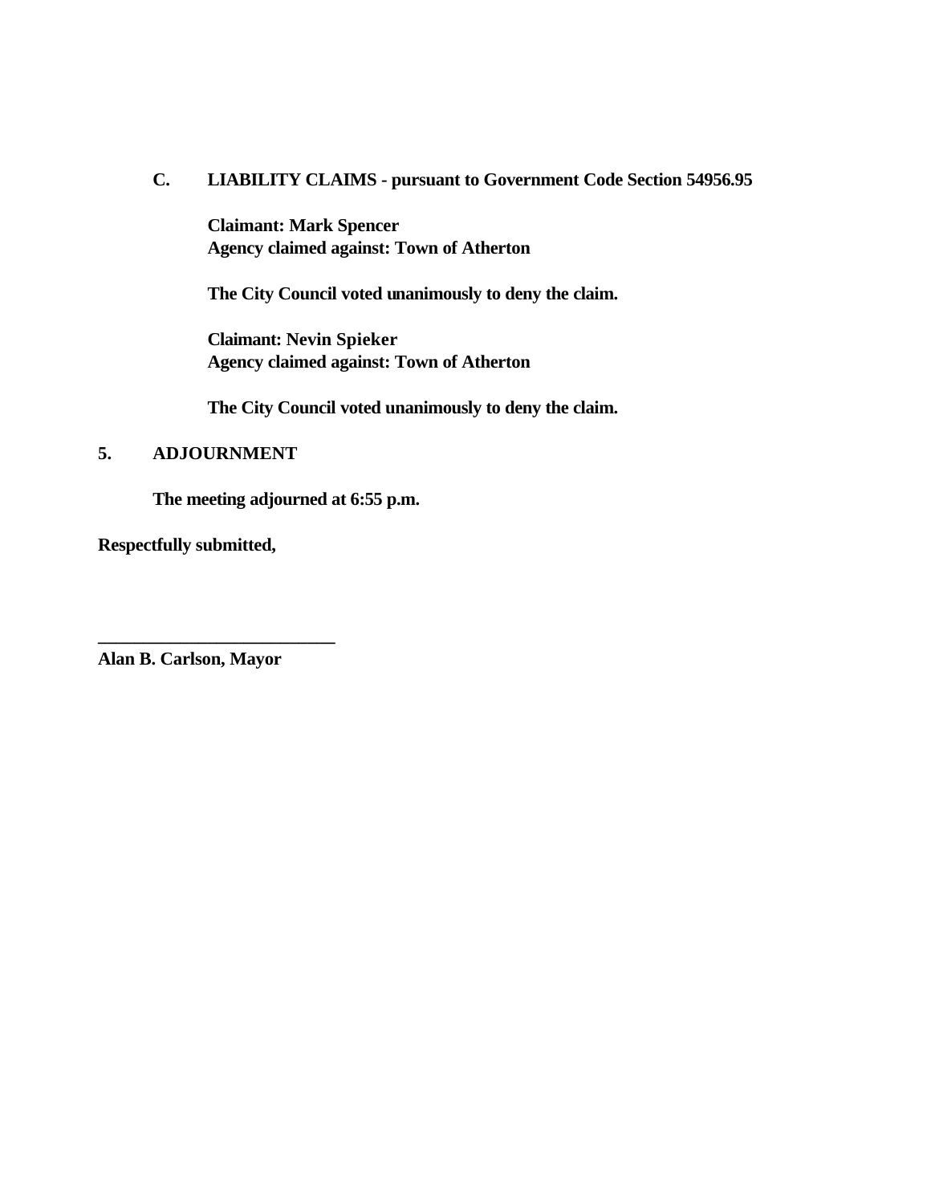**C. LIABILITY CLAIMS - pursuant to Government Code Section 54956.95**

**Claimant: Mark Spencer**
**Agency claimed against: Town of Atherton**

**The City Council voted unanimously to deny the claim.**

**Claimant: Nevin Spieker**
**Agency claimed against: Town of Atherton**

**The City Council voted unanimously to deny the claim.**

**5. ADJOURNMENT**

**The meeting adjourned at 6:55 p.m.**

**Respectfully submitted,**

**___________________________**
**Alan B. Carlson, Mayor**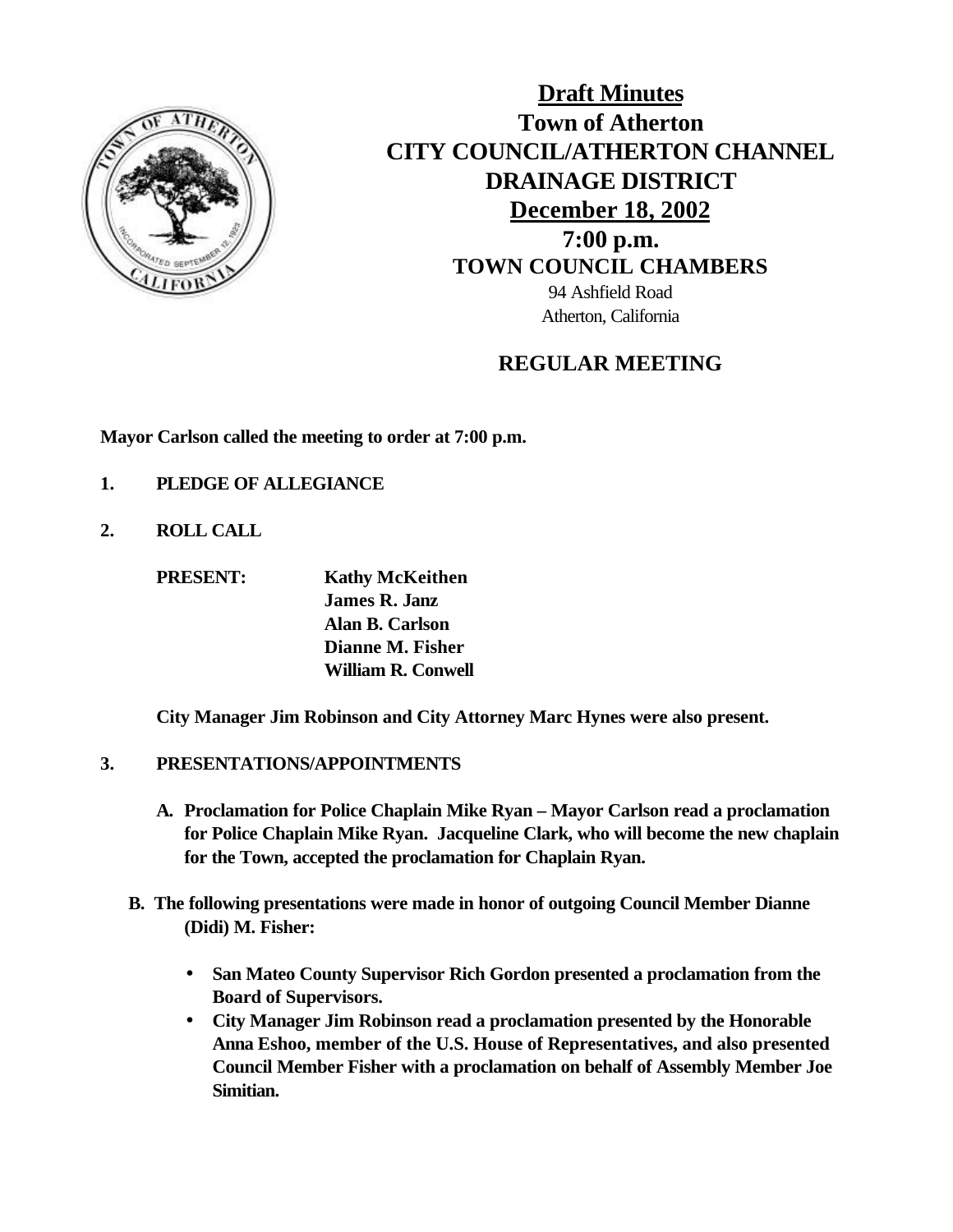# Draft Minutes
## Town of Atherton
## CITY COUNCIL/ATHERTON CHANNEL DRAINAGE DISTRICT
## December 18, 2002
## 7:00 p.m.
## TOWN COUNCIL CHAMBERS

94 Ashfield Road
Atherton, California

## REGULAR MEETING

**Mayor Carlson called the meeting to order at 7:00 p.m.**

**1. PLEDGE OF ALLEGIANCE**

**2. ROLL CALL**

**PRESENT:** **Kathy McKeithen**
**James R. Janz**
**Alan B. Carlson**
**Dianne M. Fisher**
**William R. Conwell**

**City Manager Jim Robinson and City Attorney Marc Hynes were also present.**

**3. PRESENTATIONS/APPOINTMENTS**

**A. Proclamation for Police Chaplain Mike Ryan – Mayor Carlson read a proclamation for Police Chaplain Mike Ryan. Jacqueline Clark, who will become the new chaplain for the Town, accepted the proclamation for Chaplain Ryan.**

**B. The following presentations were made in honor of outgoing Council Member Dianne (Didi) M. Fisher:**

- **San Mateo County Supervisor Rich Gordon presented a proclamation from the Board of Supervisors.**
- **City Manager Jim Robinson read a proclamation presented by the Honorable Anna Eshoo, member of the U.S. House of Representatives, and also presented Council Member Fisher with a proclamation on behalf of Assembly Member Joe Simitian.**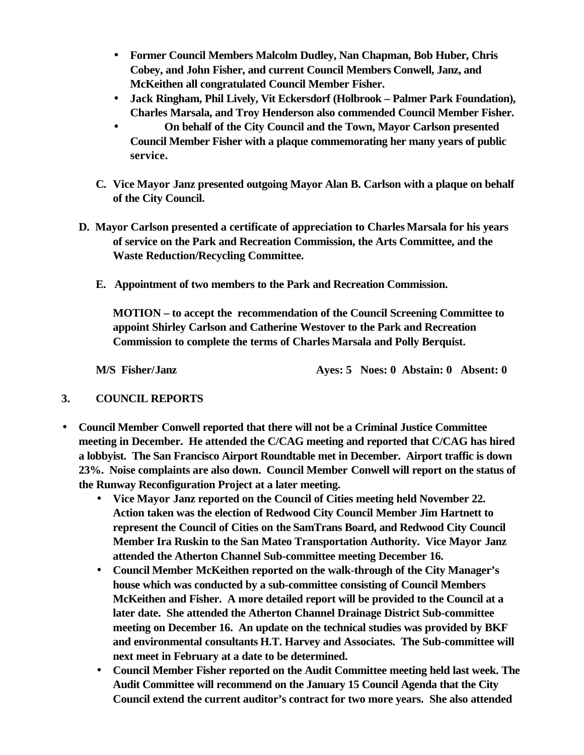- **Former Council Members Malcolm Dudley, Nan Chapman, Bob Huber, Chris Cobey, and John Fisher, and current Council Members Conwell, Janz, and McKeithen all congratulated Council Member Fisher.**
- **Jack Ringham, Phil Lively, Vit Eckersdorf (Holbrook – Palmer Park Foundation), Charles Marsala, and Troy Henderson also commended Council Member Fisher.**
- **On behalf of the City Council and the Town, Mayor Carlson presented Council Member Fisher with a plaque commemorating her many years of public service.**

**C. Vice Mayor Janz presented outgoing Mayor Alan B. Carlson with a plaque on behalf of the City Council.**

**D. Mayor Carlson presented a certificate of appreciation to Charles Marsala for his years of service on the Park and Recreation Commission, the Arts Committee, and the Waste Reduction/Recycling Committee.**

**E. Appointment of two members to the Park and Recreation Commission.**

**MOTION – to accept the recommendation of the Council Screening Committee to appoint Shirley Carlson and Catherine Westover to the Park and Recreation Commission to complete the terms of Charles Marsala and Polly Berquist.**

**M/S Fisher/Janz** **Ayes: 5 Noes: 0 Abstain: 0 Absent: 0**

## 3. COUNCIL REPORTS

- **Council Member Conwell reported that there will not be a Criminal Justice Committee meeting in December. He attended the C/CAG meeting and reported that C/CAG has hired a lobbyist. The San Francisco Airport Roundtable met in December. Airport traffic is down 23%. Noise complaints are also down. Council Member Conwell will report on the status of the Runway Reconfiguration Project at a later meeting.**
  - **Vice Mayor Janz reported on the Council of Cities meeting held November 22. Action taken was the election of Redwood City Council Member Jim Hartnett to represent the Council of Cities on the SamTrans Board, and Redwood City Council Member Ira Ruskin to the San Mateo Transportation Authority. Vice Mayor Janz attended the Atherton Channel Sub-committee meeting December 16.**
  - **Council Member McKeithen reported on the walk-through of the City Manager's house which was conducted by a sub-committee consisting of Council Members McKeithen and Fisher. A more detailed report will be provided to the Council at a later date. She attended the Atherton Channel Drainage District Sub-committee meeting on December 16. An update on the technical studies was provided by BKF and environmental consultants H.T. Harvey and Associates. The Sub-committee will next meet in February at a date to be determined.**
  - **Council Member Fisher reported on the Audit Committee meeting held last week. The Audit Committee will recommend on the January 15 Council Agenda that the City Council extend the current auditor's contract for two more years. She also attended**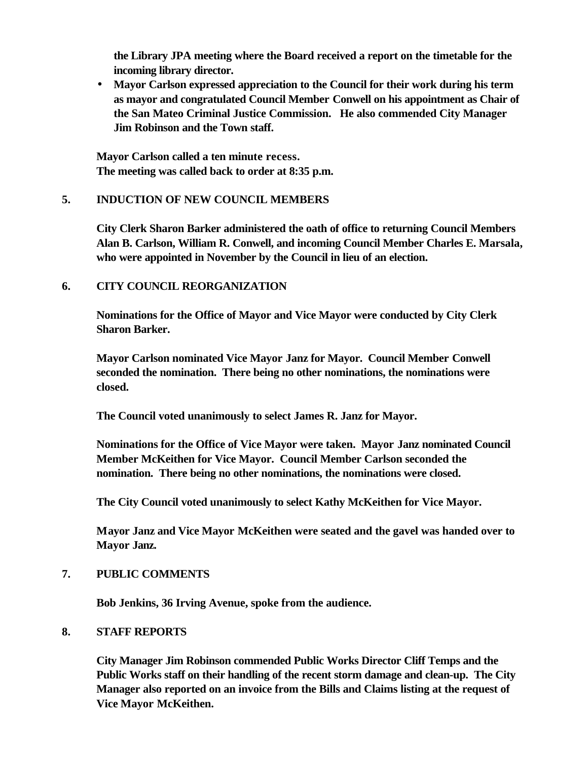the Library JPA meeting where the Board received a report on the timetable for the incoming library director.

- Mayor Carlson expressed appreciation to the Council for their work during his term as mayor and congratulated Council Member Conwell on his appointment as Chair of the San Mateo Criminal Justice Commission. He also commended City Manager Jim Robinson and the Town staff.

Mayor Carlson called a ten minute recess.
The meeting was called back to order at 8:35 p.m.

## 5. INDUCTION OF NEW COUNCIL MEMBERS

City Clerk Sharon Barker administered the oath of office to returning Council Members Alan B. Carlson, William R. Conwell, and incoming Council Member Charles E. Marsala, who were appointed in November by the Council in lieu of an election.

## 6. CITY COUNCIL REORGANIZATION

Nominations for the Office of Mayor and Vice Mayor were conducted by City Clerk Sharon Barker.

Mayor Carlson nominated Vice Mayor Janz for Mayor. Council Member Conwell seconded the nomination. There being no other nominations, the nominations were closed.

The Council voted unanimously to select James R. Janz for Mayor.

Nominations for the Office of Vice Mayor were taken. Mayor Janz nominated Council Member McKeithen for Vice Mayor. Council Member Carlson seconded the nomination. There being no other nominations, the nominations were closed.

The City Council voted unanimously to select Kathy McKeithen for Vice Mayor.

Mayor Janz and Vice Mayor McKeithen were seated and the gavel was handed over to Mayor Janz.

## 7. PUBLIC COMMENTS

Bob Jenkins, 36 Irving Avenue, spoke from the audience.

## 8. STAFF REPORTS

City Manager Jim Robinson commended Public Works Director Cliff Temps and the Public Works staff on their handling of the recent storm damage and clean-up. The City Manager also reported on an invoice from the Bills and Claims listing at the request of Vice Mayor McKeithen.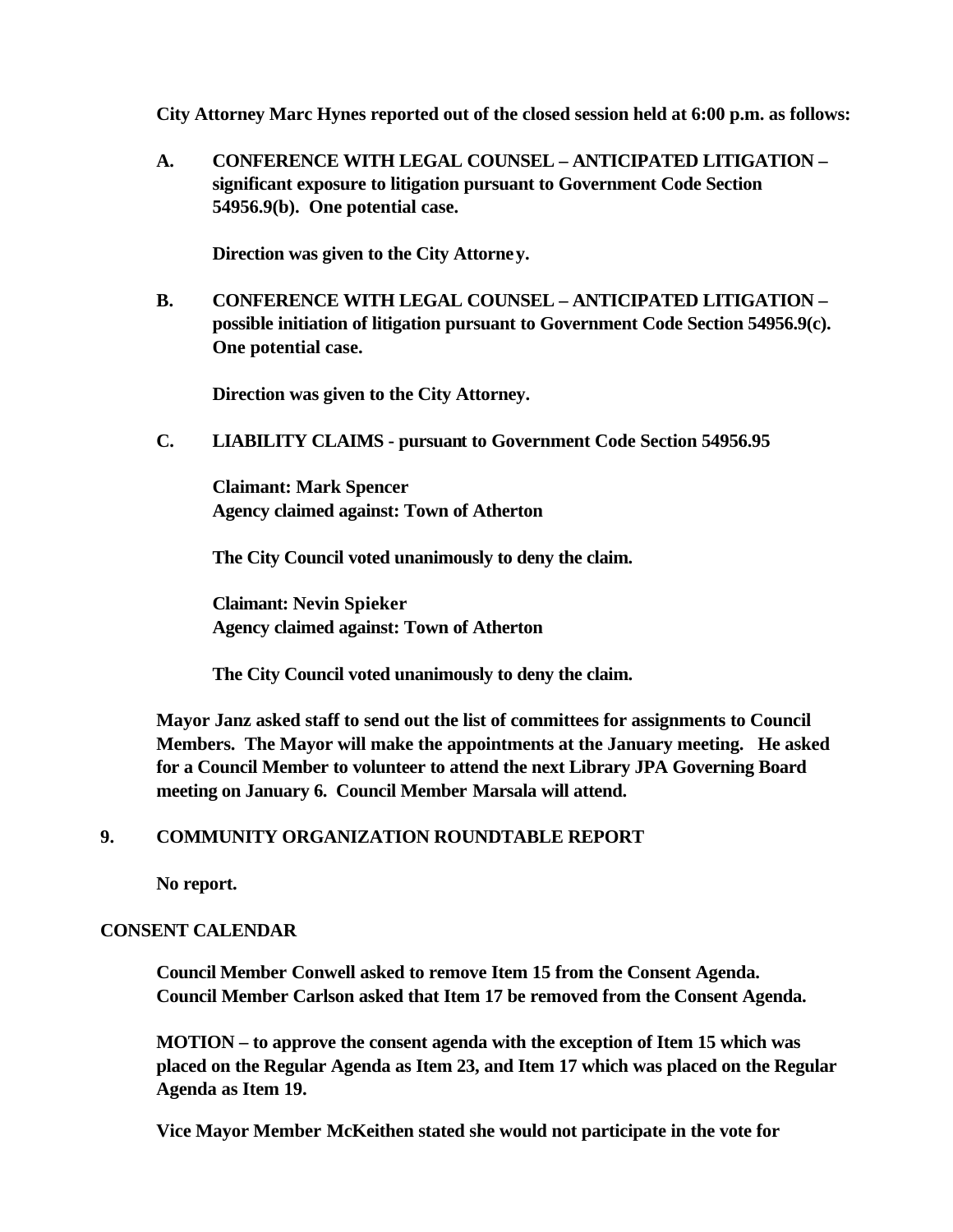**City Attorney Marc Hynes reported out of the closed session held at 6:00 p.m. as follows:**

**A. CONFERENCE WITH LEGAL COUNSEL – ANTICIPATED LITIGATION – significant exposure to litigation pursuant to Government Code Section 54956.9(b). One potential case.**

**Direction was given to the City Attorney.**

**B. CONFERENCE WITH LEGAL COUNSEL – ANTICIPATED LITIGATION – possible initiation of litigation pursuant to Government Code Section 54956.9(c). One potential case.**

**Direction was given to the City Attorney.**

**C. LIABILITY CLAIMS - pursuant to Government Code Section 54956.95**

**Claimant: Mark Spencer**
**Agency claimed against: Town of Atherton**

**The City Council voted unanimously to deny the claim.**

**Claimant: Nevin Spieker**
**Agency claimed against: Town of Atherton**

**The City Council voted unanimously to deny the claim.**

**Mayor Janz asked staff to send out the list of committees for assignments to Council Members. The Mayor will make the appointments at the January meeting. He asked for a Council Member to volunteer to attend the next Library JPA Governing Board meeting on January 6. Council Member Marsala will attend.**

## 9. COMMUNITY ORGANIZATION ROUNDTABLE REPORT

**No report.**

## CONSENT CALENDAR

**Council Member Conwell asked to remove Item 15 from the Consent Agenda.**
**Council Member Carlson asked that Item 17 be removed from the Consent Agenda.**

**MOTION – to approve the consent agenda with the exception of Item 15 which was placed on the Regular Agenda as Item 23, and Item 17 which was placed on the Regular Agenda as Item 19.**

**Vice Mayor Member McKeithen stated she would not participate in the vote for**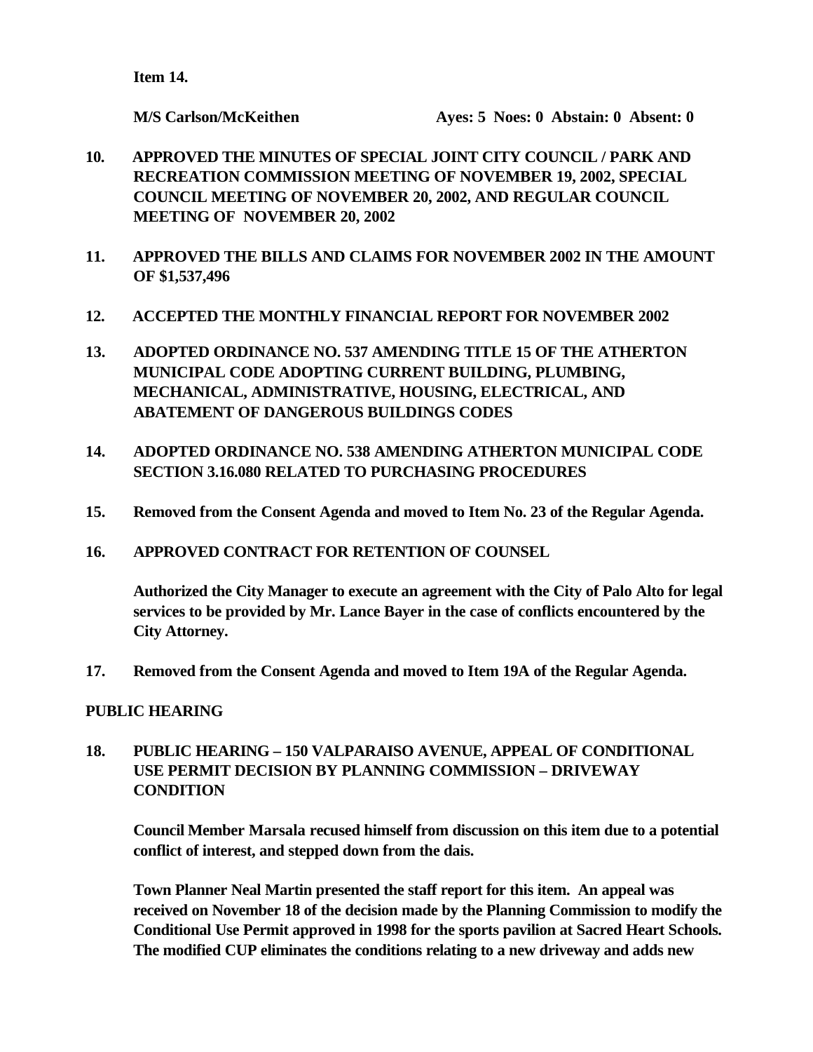**Item 14.**

**M/S Carlson/McKeithen Ayes: 5 Noes: 0 Abstain: 0 Absent: 0**

**10. APPROVED THE MINUTES OF SPECIAL JOINT CITY COUNCIL / PARK AND RECREATION COMMISSION MEETING OF NOVEMBER 19, 2002, SPECIAL COUNCIL MEETING OF NOVEMBER 20, 2002, AND REGULAR COUNCIL MEETING OF NOVEMBER 20, 2002**

**11. APPROVED THE BILLS AND CLAIMS FOR NOVEMBER 2002 IN THE AMOUNT OF $1,537,496**

**12. ACCEPTED THE MONTHLY FINANCIAL REPORT FOR NOVEMBER 2002**

**13. ADOPTED ORDINANCE NO. 537 AMENDING TITLE 15 OF THE ATHERTON MUNICIPAL CODE ADOPTING CURRENT BUILDING, PLUMBING, MECHANICAL, ADMINISTRATIVE, HOUSING, ELECTRICAL, AND ABATEMENT OF DANGEROUS BUILDINGS CODES**

**14. ADOPTED ORDINANCE NO. 538 AMENDING ATHERTON MUNICIPAL CODE SECTION 3.16.080 RELATED TO PURCHASING PROCEDURES**

**15. Removed from the Consent Agenda and moved to Item No. 23 of the Regular Agenda.**

**16. APPROVED CONTRACT FOR RETENTION OF COUNSEL**

**Authorized the City Manager to execute an agreement with the City of Palo Alto for legal services to be provided by Mr. Lance Bayer in the case of conflicts encountered by the City Attorney.**

**17. Removed from the Consent Agenda and moved to Item 19A of the Regular Agenda.**

**PUBLIC HEARING**

**18. PUBLIC HEARING – 150 VALPARAISO AVENUE, APPEAL OF CONDITIONAL USE PERMIT DECISION BY PLANNING COMMISSION – DRIVEWAY CONDITION**

**Council Member Marsala recused himself from discussion on this item due to a potential conflict of interest, and stepped down from the dais.**

**Town Planner Neal Martin presented the staff report for this item. An appeal was received on November 18 of the decision made by the Planning Commission to modify the Conditional Use Permit approved in 1998 for the sports pavilion at Sacred Heart Schools. The modified CUP eliminates the conditions relating to a new driveway and adds new**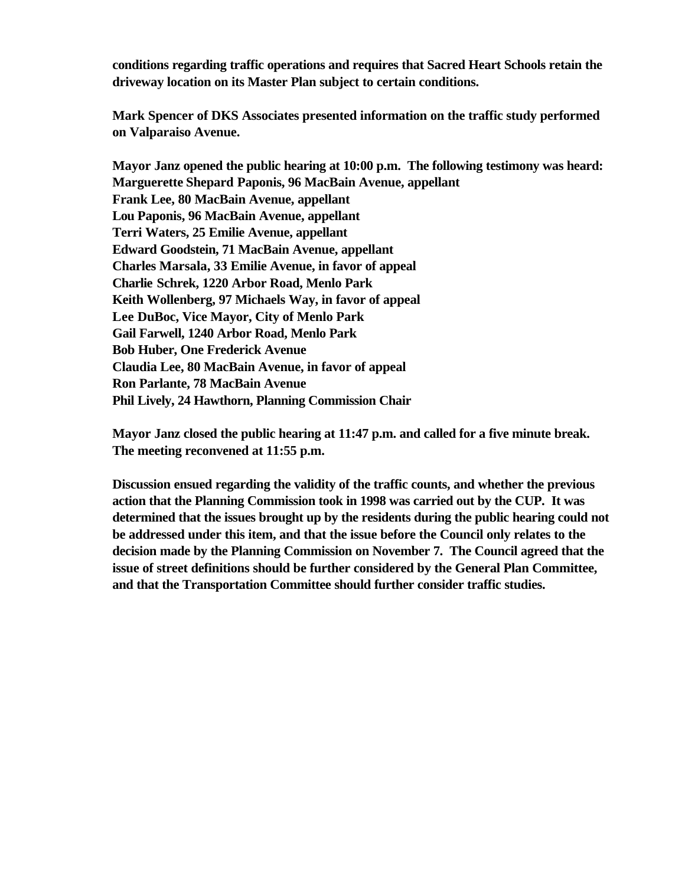**conditions regarding traffic operations and requires that Sacred Heart Schools retain the driveway location on its Master Plan subject to certain conditions.**

**Mark Spencer of DKS Associates presented information on the traffic study performed on Valparaiso Avenue.**

**Mayor Janz opened the public hearing at 10:00 p.m. The following testimony was heard:**
**Marguerette Shepard Paponis, 96 MacBain Avenue, appellant**
**Frank Lee, 80 MacBain Avenue, appellant**
**Lou Paponis, 96 MacBain Avenue, appellant**
**Terri Waters, 25 Emilie Avenue, appellant**
**Edward Goodstein, 71 MacBain Avenue, appellant**
**Charles Marsala, 33 Emilie Avenue, in favor of appeal**
**Charlie Schrek, 1220 Arbor Road, Menlo Park**
**Keith Wollenberg, 97 Michaels Way, in favor of appeal**
**Lee DuBoc, Vice Mayor, City of Menlo Park**
**Gail Farwell, 1240 Arbor Road, Menlo Park**
**Bob Huber, One Frederick Avenue**
**Claudia Lee, 80 MacBain Avenue, in favor of appeal**
**Ron Parlante, 78 MacBain Avenue**
**Phil Lively, 24 Hawthorn, Planning Commission Chair**

**Mayor Janz closed the public hearing at 11:47 p.m. and called for a five minute break. The meeting reconvened at 11:55 p.m.**

**Discussion ensued regarding the validity of the traffic counts, and whether the previous action that the Planning Commission took in 1998 was carried out by the CUP. It was determined that the issues brought up by the residents during the public hearing could not be addressed under this item, and that the issue before the Council only relates to the decision made by the Planning Commission on November 7. The Council agreed that the issue of street definitions should be further considered by the General Plan Committee, and that the Transportation Committee should further consider traffic studies.**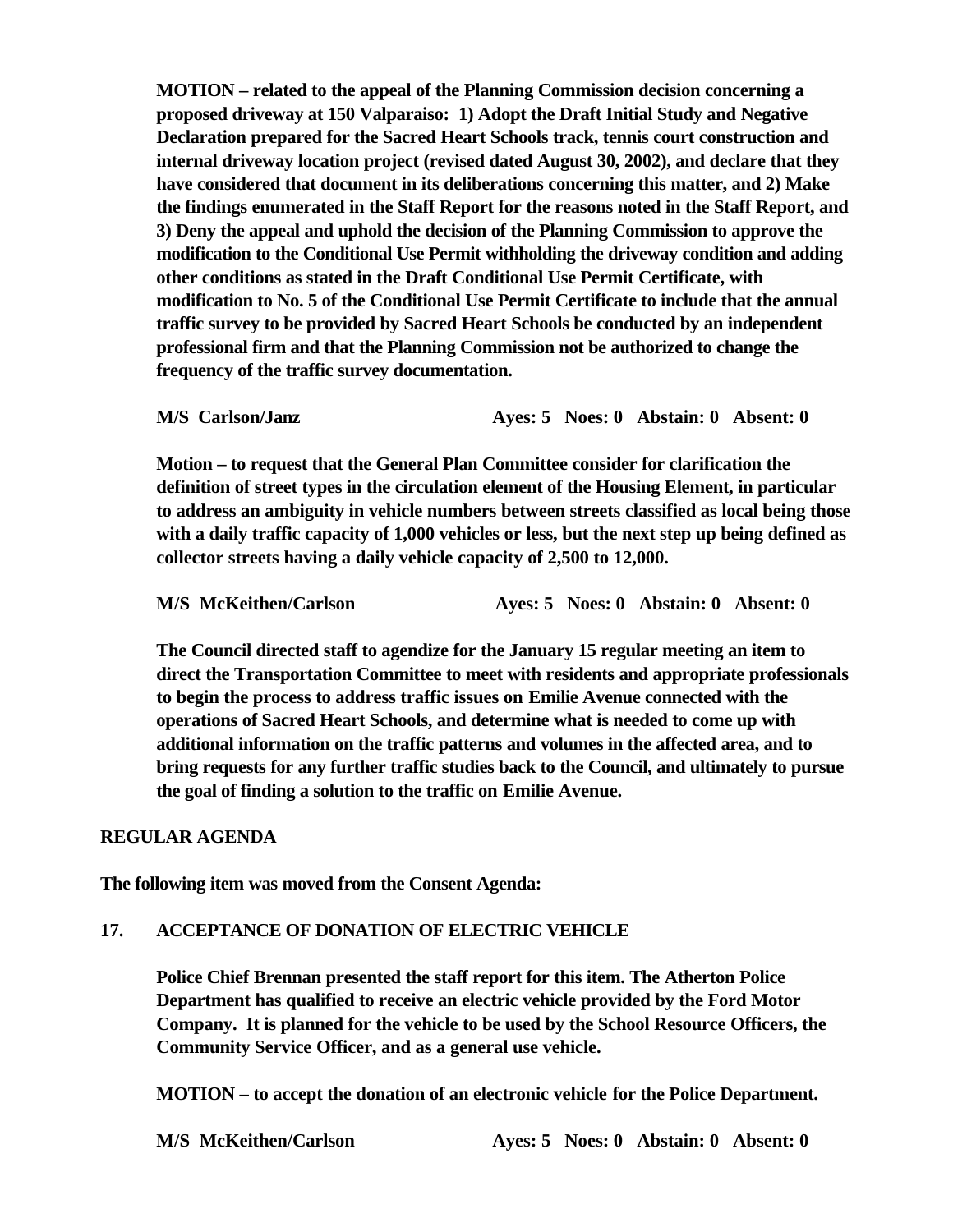**MOTION – related to the appeal of the Planning Commission decision concerning a proposed driveway at 150 Valparaiso: 1) Adopt the Draft Initial Study and Negative Declaration prepared for the Sacred Heart Schools track, tennis court construction and internal driveway location project (revised dated August 30, 2002), and declare that they have considered that document in its deliberations concerning this matter, and 2) Make the findings enumerated in the Staff Report for the reasons noted in the Staff Report, and 3) Deny the appeal and uphold the decision of the Planning Commission to approve the modification to the Conditional Use Permit withholding the driveway condition and adding other conditions as stated in the Draft Conditional Use Permit Certificate, with modification to No. 5 of the Conditional Use Permit Certificate to include that the annual traffic survey to be provided by Sacred Heart Schools be conducted by an independent professional firm and that the Planning Commission not be authorized to change the frequency of the traffic survey documentation.**

**M/S Carlson/Janz    Ayes: 5 Noes: 0 Abstain: 0 Absent: 0**

**Motion – to request that the General Plan Committee consider for clarification the definition of street types in the circulation element of the Housing Element, in particular to address an ambiguity in vehicle numbers between streets classified as local being those with a daily traffic capacity of 1,000 vehicles or less, but the next step up being defined as collector streets having a daily vehicle capacity of 2,500 to 12,000.**

**M/S McKeithen/Carlson    Ayes: 5 Noes: 0 Abstain: 0 Absent: 0**

**The Council directed staff to agendize for the January 15 regular meeting an item to direct the Transportation Committee to meet with residents and appropriate professionals to begin the process to address traffic issues on Emilie Avenue connected with the operations of Sacred Heart Schools, and determine what is needed to come up with additional information on the traffic patterns and volumes in the affected area, and to bring requests for any further traffic studies back to the Council, and ultimately to pursue the goal of finding a solution to the traffic on Emilie Avenue.**

## REGULAR AGENDA

**The following item was moved from the Consent Agenda:**

### 17. ACCEPTANCE OF DONATION OF ELECTRIC VEHICLE

**Police Chief Brennan presented the staff report for this item. The Atherton Police Department has qualified to receive an electric vehicle provided by the Ford Motor Company. It is planned for the vehicle to be used by the School Resource Officers, the Community Service Officer, and as a general use vehicle.**

**MOTION – to accept the donation of an electronic vehicle for the Police Department.**

**M/S McKeithen/Carlson    Ayes: 5 Noes: 0 Abstain: 0 Absent: 0**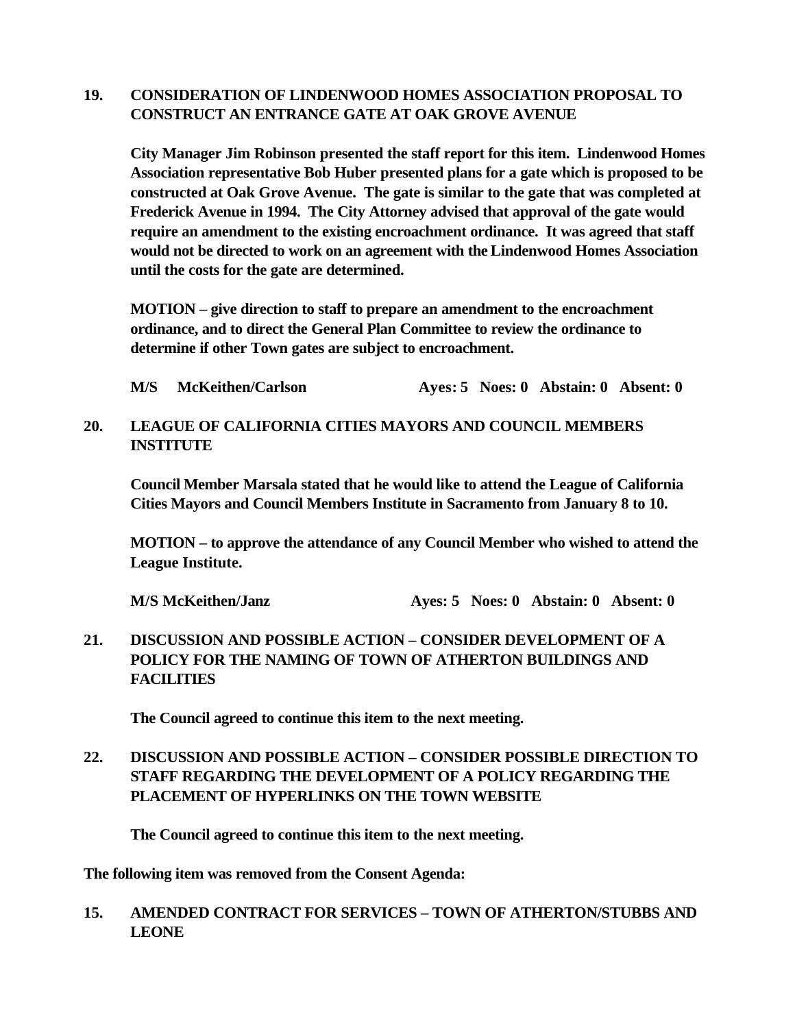**19. CONSIDERATION OF LINDENWOOD HOMES ASSOCIATION PROPOSAL TO CONSTRUCT AN ENTRANCE GATE AT OAK GROVE AVENUE**

**City Manager Jim Robinson presented the staff report for this item. Lindenwood Homes Association representative Bob Huber presented plans for a gate which is proposed to be constructed at Oak Grove Avenue. The gate is similar to the gate that was completed at Frederick Avenue in 1994. The City Attorney advised that approval of the gate would require an amendment to the existing encroachment ordinance. It was agreed that staff would not be directed to work on an agreement with the Lindenwood Homes Association until the costs for the gate are determined.**

**MOTION – give direction to staff to prepare an amendment to the encroachment ordinance, and to direct the General Plan Committee to review the ordinance to determine if other Town gates are subject to encroachment.**

**M/S McKeithen/Carlson Ayes: 5 Noes: 0 Abstain: 0 Absent: 0**

**20. LEAGUE OF CALIFORNIA CITIES MAYORS AND COUNCIL MEMBERS INSTITUTE**

**Council Member Marsala stated that he would like to attend the League of California Cities Mayors and Council Members Institute in Sacramento from January 8 to 10.**

**MOTION – to approve the attendance of any Council Member who wished to attend the League Institute.**

**M/S McKeithen/Janz Ayes: 5 Noes: 0 Abstain: 0 Absent: 0**

**21. DISCUSSION AND POSSIBLE ACTION – CONSIDER DEVELOPMENT OF A POLICY FOR THE NAMING OF TOWN OF ATHERTON BUILDINGS AND FACILITIES**

**The Council agreed to continue this item to the next meeting.**

**22. DISCUSSION AND POSSIBLE ACTION – CONSIDER POSSIBLE DIRECTION TO STAFF REGARDING THE DEVELOPMENT OF A POLICY REGARDING THE PLACEMENT OF HYPERLINKS ON THE TOWN WEBSITE**

**The Council agreed to continue this item to the next meeting.**

**The following item was removed from the Consent Agenda:**

**15. AMENDED CONTRACT FOR SERVICES – TOWN OF ATHERTON/STUBBS AND LEONE**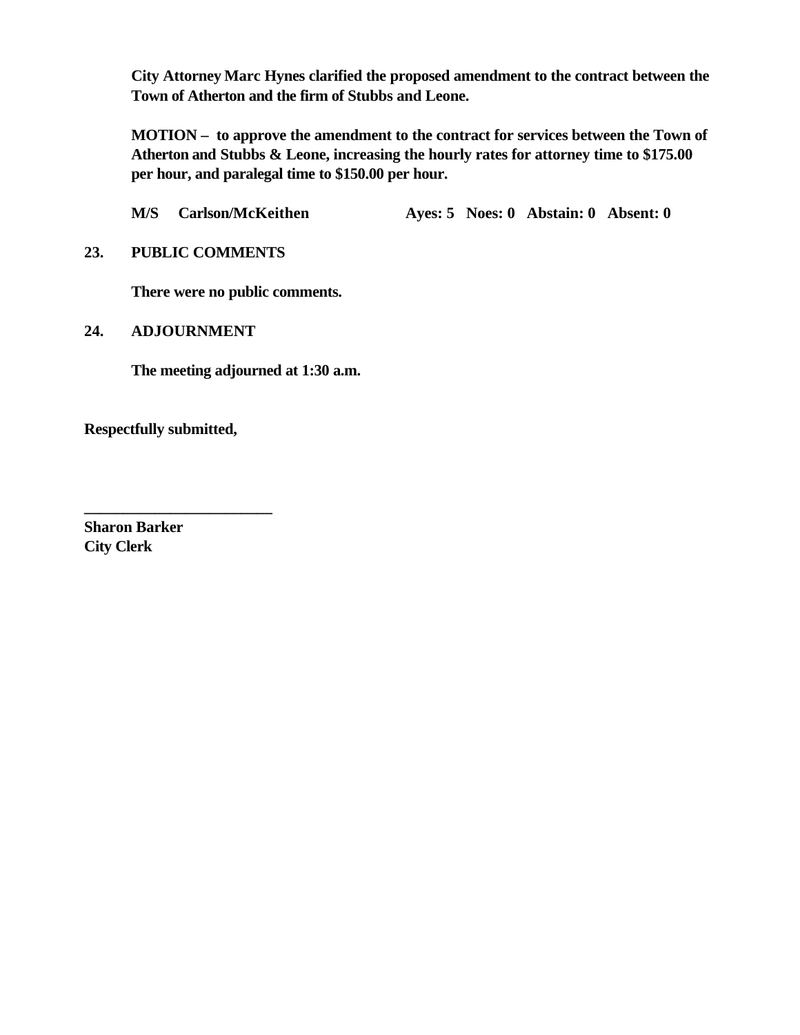**City Attorney Marc Hynes clarified the proposed amendment to the contract between the Town of Atherton and the firm of Stubbs and Leone.**

**MOTION – to approve the amendment to the contract for services between the Town of Atherton and Stubbs & Leone, increasing the hourly rates for attorney time to $175.00 per hour, and paralegal time to $150.00 per hour.**

**M/S Carlson/McKeithen Ayes: 5 Noes: 0 Abstain: 0 Absent: 0**

**23. PUBLIC COMMENTS**

**There were no public comments.**

**24. ADJOURNMENT**

**The meeting adjourned at 1:30 a.m.**

**Respectfully submitted,**

**\_\_\_\_\_\_\_\_\_\_\_\_\_\_\_\_\_\_\_\_\_\_\_\_\_**

**Sharon Barker**
**City Clerk**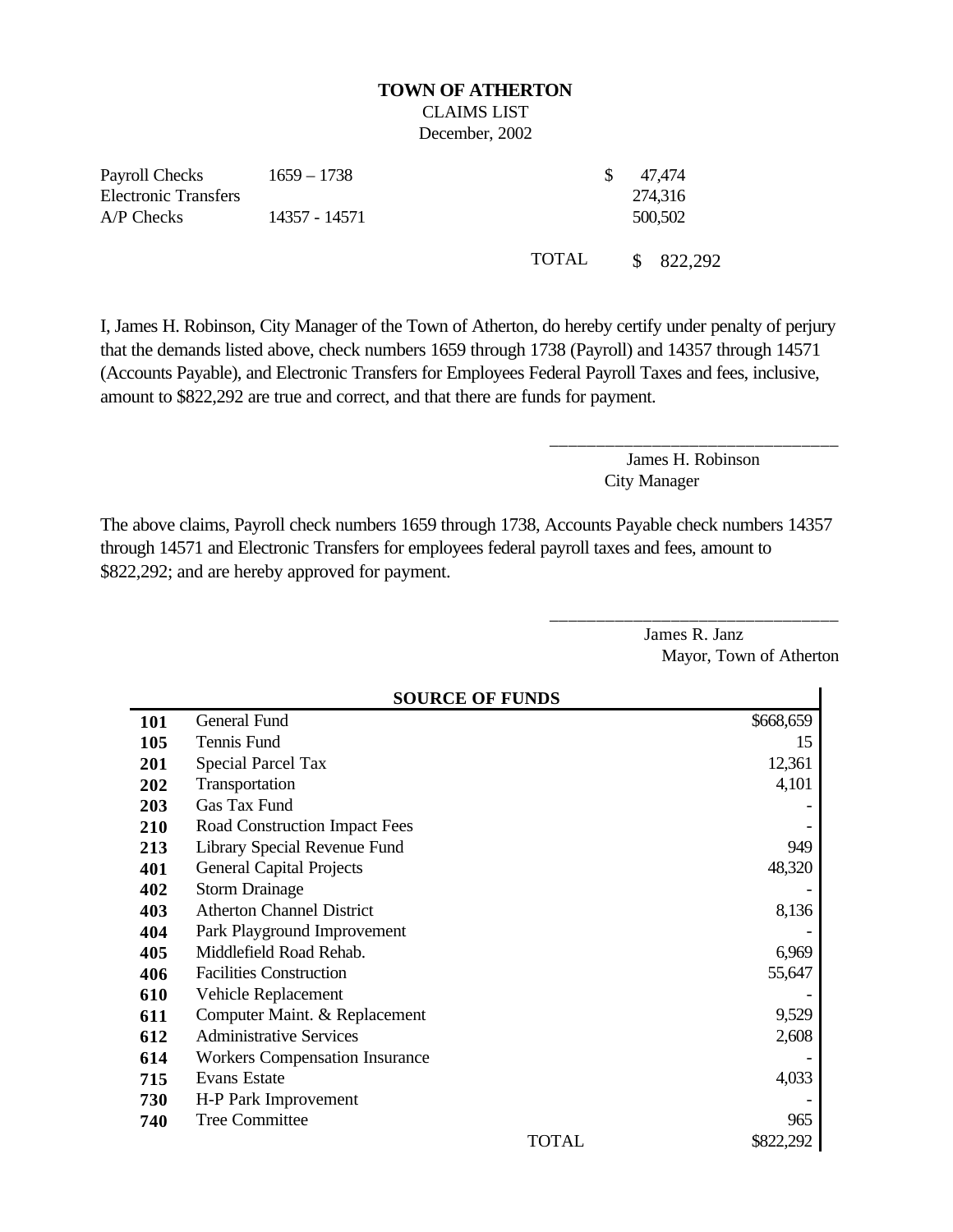**TOWN OF ATHERTON**

CLAIMS LIST

December, 2002

| | | | |
|---|---|---|---|
| Payroll Checks | 1659 – 1738 | | $ 47,474 |
| Electronic Transfers | | | 274,316 |
| A/P Checks | 14357 - 14571 | | 500,502 |
| | | TOTAL | $ 822,292 |

I, James H. Robinson, City Manager of the Town of Atherton, do hereby certify under penalty of perjury that the demands listed above, check numbers 1659 through 1738 (Payroll) and 14357 through 14571 (Accounts Payable), and Electronic Transfers for Employees Federal Payroll Taxes and fees, inclusive, amount to $822,292 are true and correct, and that there are funds for payment.

\_\_\_\_\_\_\_\_\_\_\_\_\_\_\_\_\_\_\_\_\_\_\_\_\_\_\_\_\_\_\_\_

James H. Robinson
City Manager

The above claims, Payroll check numbers 1659 through 1738, Accounts Payable check numbers 14357 through 14571 and Electronic Transfers for employees federal payroll taxes and fees, amount to $822,292; and are hereby approved for payment.

\_\_\_\_\_\_\_\_\_\_\_\_\_\_\_\_\_\_\_\_\_\_\_\_\_\_\_\_\_\_\_\_

James R. Janz
Mayor, Town of Atherton

| | SOURCE OF FUNDS | |
|---|---|---|
| **101** | General Fund | $668,659 |
| **105** | Tennis Fund | 15 |
| **201** | Special Parcel Tax | 12,361 |
| **202** | Transportation | 4,101 |
| **203** | Gas Tax Fund | - |
| **210** | Road Construction Impact Fees | - |
| **213** | Library Special Revenue Fund | 949 |
| **401** | General Capital Projects | 48,320 |
| **402** | Storm Drainage | - |
| **403** | Atherton Channel District | 8,136 |
| **404** | Park Playground Improvement | - |
| **405** | Middlefield Road Rehab. | 6,969 |
| **406** | Facilities Construction | 55,647 |
| **610** | Vehicle Replacement | - |
| **611** | Computer Maint. & Replacement | 9,529 |
| **612** | Administrative Services | 2,608 |
| **614** | Workers Compensation Insurance | - |
| **715** | Evans Estate | 4,033 |
| **730** | H-P Park Improvement | - |
| **740** | Tree Committee | 965 |
| | TOTAL | $822,292 |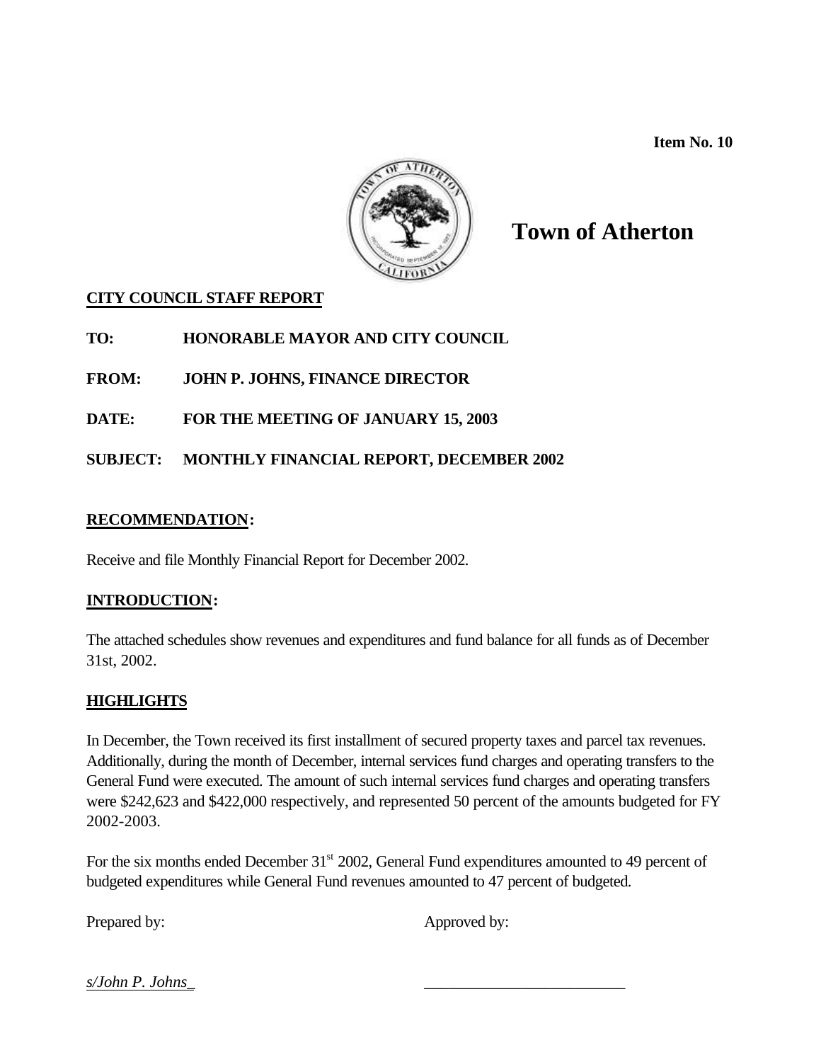**Item No. 10**

# Town of Atherton

**CITY COUNCIL STAFF REPORT**

**TO:** HONORABLE MAYOR AND CITY COUNCIL

**FROM:** JOHN P. JOHNS, FINANCE DIRECTOR

**DATE:** FOR THE MEETING OF JANUARY 15, 2003

**SUBJECT:** MONTHLY FINANCIAL REPORT, DECEMBER 2002

## RECOMMENDATION:

Receive and file Monthly Financial Report for December 2002.

## INTRODUCTION:

The attached schedules show revenues and expenditures and fund balance for all funds as of December 31st, 2002.

## HIGHLIGHTS

In December, the Town received its first installment of secured property taxes and parcel tax revenues. Additionally, during the month of December, internal services fund charges and operating transfers to the General Fund were executed. The amount of such internal services fund charges and operating transfers were $242,623 and $422,000 respectively, and represented 50 percent of the amounts budgeted for FY 2002-2003.

For the six months ended December 31st 2002, General Fund expenditures amounted to 49 percent of budgeted expenditures while General Fund revenues amounted to 47 percent of budgeted.

Prepared by: Approved by:

*s/John P. Johns*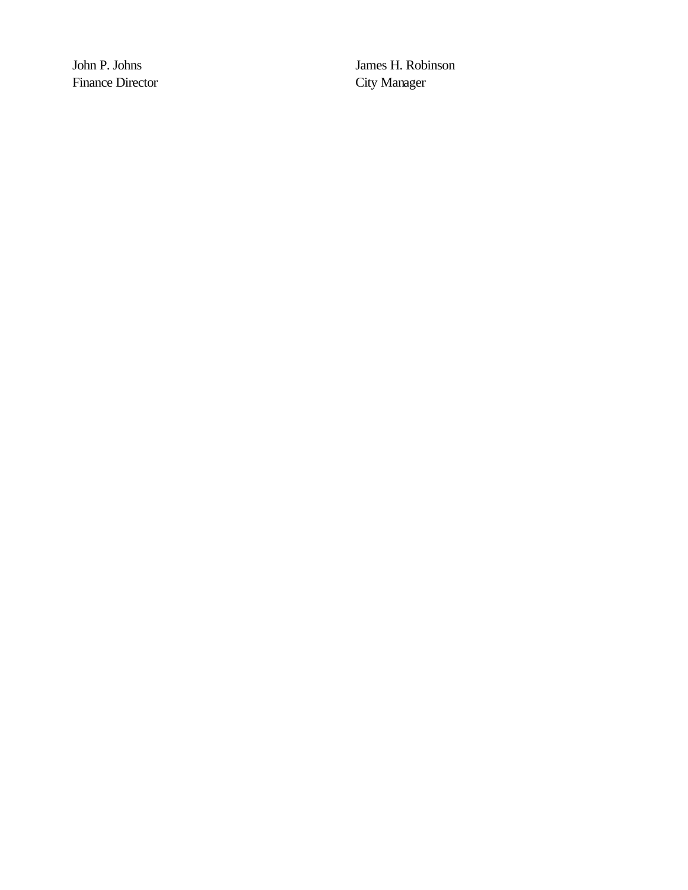John P. Johns
Finance Director

James H. Robinson
City Manager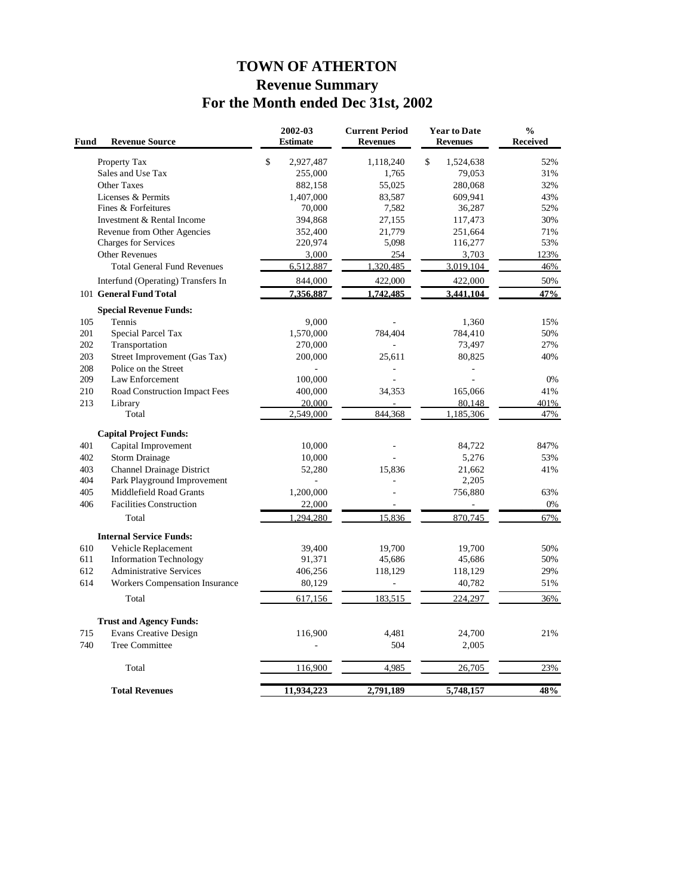# TOWN OF ATHERTON
## Revenue Summary
## For the Month ended Dec 31st, 2002

| Fund | Revenue Source | 2002-03 Estimate | Current Period Revenues | Year to Date Revenues | % Received |
|---|---|---|---|---|---|
| | Property Tax | $ 2,927,487 | 1,118,240 | $ 1,524,638 | 52% |
| | Sales and Use Tax | 255,000 | 1,765 | 79,053 | 31% |
| | Other Taxes | 882,158 | 55,025 | 280,068 | 32% |
| | Licenses & Permits | 1,407,000 | 83,587 | 609,941 | 43% |
| | Fines & Forfeitures | 70,000 | 7,582 | 36,287 | 52% |
| | Investment & Rental Income | 394,868 | 27,155 | 117,473 | 30% |
| | Revenue from Other Agencies | 352,400 | 21,779 | 251,664 | 71% |
| | Charges for Services | 220,974 | 5,098 | 116,277 | 53% |
| | Other Revenues | 3,000 | 254 | 3,703 | 123% |
| | Total General Fund Revenues | 6,512,887 | 1,320,485 | 3,019,104 | 46% |
| | Interfund (Operating) Transfers In | 844,000 | 422,000 | 422,000 | 50% |
| 101 | **General Fund Total** | **7,356,887** | **1,742,485** | **3,441,104** | **47%** |
| | **Special Revenue Funds:** | | | | |
| 105 | Tennis | 9,000 | - | 1,360 | 15% |
| 201 | Special Parcel Tax | 1,570,000 | 784,404 | 784,410 | 50% |
| 202 | Transportation | 270,000 | - | 73,497 | 27% |
| 203 | Street Improvement (Gas Tax) | 200,000 | 25,611 | 80,825 | 40% |
| 208 | Police on the Street | - | - | - | |
| 209 | Law Enforcement | 100,000 | - | - | 0% |
| 210 | Road Construction Impact Fees | 400,000 | 34,353 | 165,066 | 41% |
| 213 | Library | 20,000 | - | 80,148 | 401% |
| | Total | 2,549,000 | 844,368 | 1,185,306 | 47% |
| | **Capital Project Funds:** | | | | |
| 401 | Capital Improvement | 10,000 | - | 84,722 | 847% |
| 402 | Storm Drainage | 10,000 | - | 5,276 | 53% |
| 403 | Channel Drainage District | 52,280 | 15,836 | 21,662 | 41% |
| 404 | Park Playground Improvement | - | - | 2,205 | |
| 405 | Middlefield Road Grants | 1,200,000 | - | 756,880 | 63% |
| 406 | Facilities Construction | 22,000 | - | - | 0% |
| | Total | 1,294,280 | 15,836 | 870,745 | 67% |
| | **Internal Service Funds:** | | | | |
| 610 | Vehicle Replacement | 39,400 | 19,700 | 19,700 | 50% |
| 611 | Information Technology | 91,371 | 45,686 | 45,686 | 50% |
| 612 | Administrative Services | 406,256 | 118,129 | 118,129 | 29% |
| 614 | Workers Compensation Insurance | 80,129 | - | 40,782 | 51% |
| | Total | 617,156 | 183,515 | 224,297 | 36% |
| | **Trust and Agency Funds:** | | | | |
| 715 | Evans Creative Design | 116,900 | 4,481 | 24,700 | 21% |
| 740 | Tree Committee | - | 504 | 2,005 | |
| | Total | 116,900 | 4,985 | 26,705 | 23% |
| | **Total Revenues** | **11,934,223** | **2,791,189** | **5,748,157** | **48%** |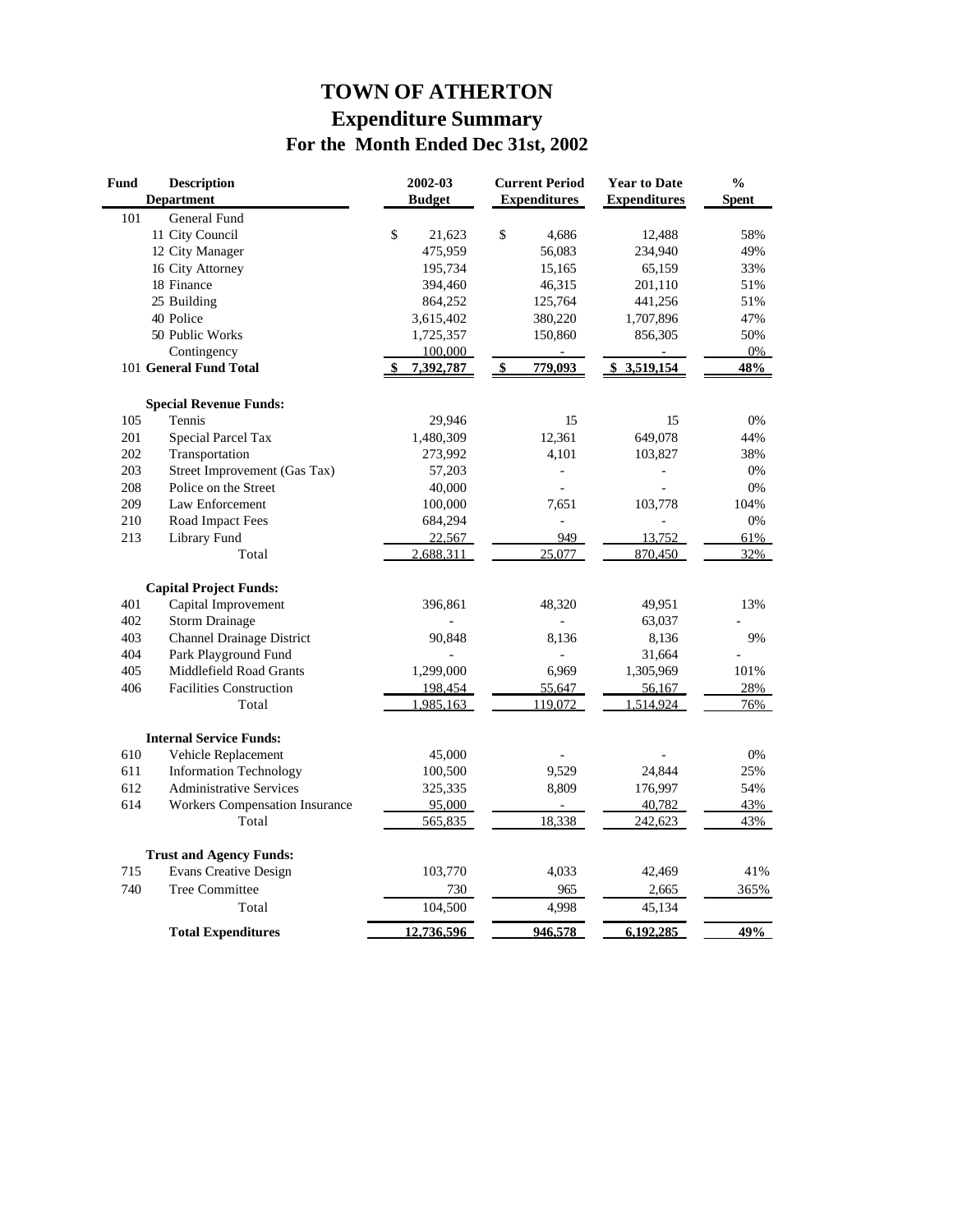# TOWN OF ATHERTON
## Expenditure Summary
### For the Month Ended Dec 31st, 2002

| Fund | Description Department | 2002-03 Budget | Current Period Expenditures | Year to Date Expenditures | % Spent |
|---|---|---|---|---|---|
| 101 | General Fund | | | | |
| | 11 City Council | $ 21,623 | $ 4,686 | 12,488 | 58% |
| | 12 City Manager | 475,959 | 56,083 | 234,940 | 49% |
| | 16 City Attorney | 195,734 | 15,165 | 65,159 | 33% |
| | 18 Finance | 394,460 | 46,315 | 201,110 | 51% |
| | 25 Building | 864,252 | 125,764 | 441,256 | 51% |
| | 40 Police | 3,615,402 | 380,220 | 1,707,896 | 47% |
| | 50 Public Works | 1,725,357 | 150,860 | 856,305 | 50% |
| | Contingency | 100,000 | - | - | 0% |
| 101 | **General Fund Total** | **$ 7,392,787** | **$ 779,093** | **$ 3,519,154** | **48%** |
| | **Special Revenue Funds:** | | | | |
| 105 | Tennis | 29,946 | 15 | 15 | 0% |
| 201 | Special Parcel Tax | 1,480,309 | 12,361 | 649,078 | 44% |
| 202 | Transportation | 273,992 | 4,101 | 103,827 | 38% |
| 203 | Street Improvement (Gas Tax) | 57,203 | - | - | 0% |
| 208 | Police on the Street | 40,000 | - | - | 0% |
| 209 | Law Enforcement | 100,000 | 7,651 | 103,778 | 104% |
| 210 | Road Impact Fees | 684,294 | - | - | 0% |
| 213 | Library Fund | 22,567 | 949 | 13,752 | 61% |
| | Total | 2,688,311 | 25,077 | 870,450 | 32% |
| | **Capital Project Funds:** | | | | |
| 401 | Capital Improvement | 396,861 | 48,320 | 49,951 | 13% |
| 402 | Storm Drainage | - | - | 63,037 | - |
| 403 | Channel Drainage District | 90,848 | 8,136 | 8,136 | 9% |
| 404 | Park Playground Fund | - | - | 31,664 | - |
| 405 | Middlefield Road Grants | 1,299,000 | 6,969 | 1,305,969 | 101% |
| 406 | Facilities Construction | 198,454 | 55,647 | 56,167 | 28% |
| | Total | 1,985,163 | 119,072 | 1,514,924 | 76% |
| | **Internal Service Funds:** | | | | |
| 610 | Vehicle Replacement | 45,000 | - | - | 0% |
| 611 | Information Technology | 100,500 | 9,529 | 24,844 | 25% |
| 612 | Administrative Services | 325,335 | 8,809 | 176,997 | 54% |
| 614 | Workers Compensation Insurance | 95,000 | - | 40,782 | 43% |
| | Total | 565,835 | 18,338 | 242,623 | 43% |
| | **Trust and Agency Funds:** | | | | |
| 715 | Evans Creative Design | 103,770 | 4,033 | 42,469 | 41% |
| 740 | Tree Committee | 730 | 965 | 2,665 | 365% |
| | Total | 104,500 | 4,998 | 45,134 | |
| | **Total Expenditures** | **12,736,596** | **946,578** | **6,192,285** | **49%** |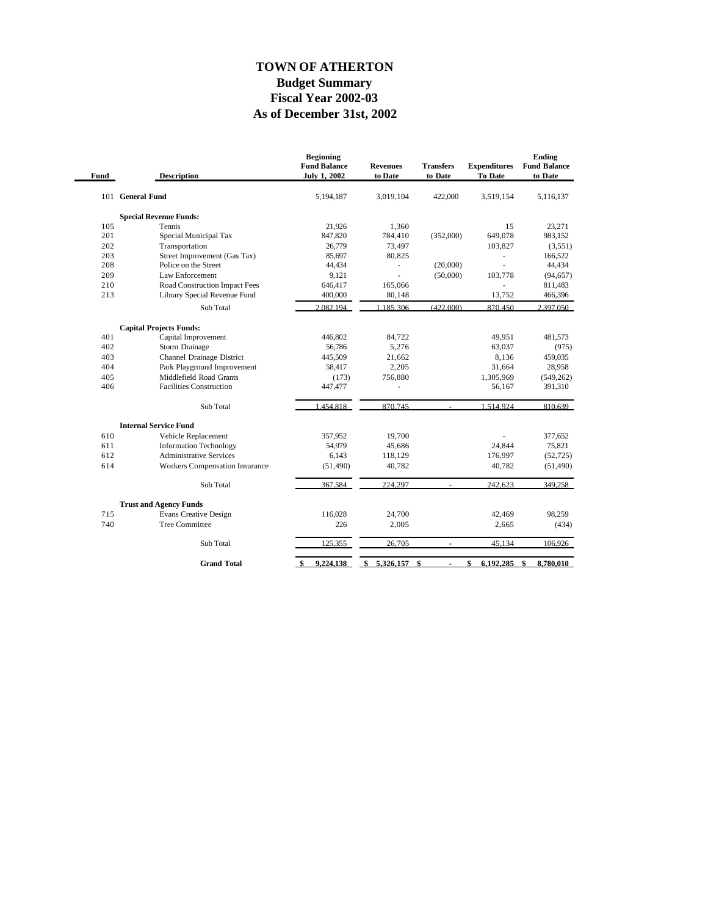# TOWN OF ATHERTON

## Budget Summary

## Fiscal Year 2002-03

## As of December 31st, 2002

| Fund | Description | Beginning Fund Balance July 1, 2002 | Revenues to Date | Transfers to Date | Expenditures To Date | Ending Fund Balance to Date |
|---|---|---|---|---|---|---|
| 101 | **General Fund** | 5,194,187 | 3,019,104 | 422,000 | 3,519,154 | 5,116,137 |
| | **Special Revenue Funds:** | | | | | |
| 105 | Tennis | 21,926 | 1,360 | | 15 | 23,271 |
| 201 | Special Municipal Tax | 847,820 | 784,410 | (352,000) | 649,078 | 983,152 |
| 202 | Transportation | 26,779 | 73,497 | | 103,827 | (3,551) |
| 203 | Street Improvement (Gas Tax) | 85,697 | 80,825 | | - | 166,522 |
| 208 | Police on the Street | 44,434 | - | (20,000) | - | 44,434 |
| 209 | Law Enforcement | 9,121 | - | (50,000) | 103,778 | (94,657) |
| 210 | Road Construction Impact Fees | 646,417 | 165,066 | | - | 811,483 |
| 213 | Library Special Revenue Fund | 400,000 | 80,148 | | 13,752 | 466,396 |
| | Sub Total | 2,082,194 | 1,185,306 | (422,000) | 870,450 | 2,397,050 |
| | **Capital Projects Funds:** | | | | | |
| 401 | Capital Improvement | 446,802 | 84,722 | | 49,951 | 481,573 |
| 402 | Storm Drainage | 56,786 | 5,276 | | 63,037 | (975) |
| 403 | Channel Drainage District | 445,509 | 21,662 | | 8,136 | 459,035 |
| 404 | Park Playground Improvement | 58,417 | 2,205 | | 31,664 | 28,958 |
| 405 | Middlefield Road Grants | (173) | 756,880 | | 1,305,969 | (549,262) |
| 406 | Facilities Construction | 447,477 | - | | 56,167 | 391,310 |
| | Sub Total | 1,454,818 | 870,745 | - | 1,514,924 | 810,639 |
| | **Internal Service Fund** | | | | | |
| 610 | Vehicle Replacement | 357,952 | 19,700 | | - | 377,652 |
| 611 | Information Technology | 54,979 | 45,686 | | 24,844 | 75,821 |
| 612 | Administrative Services | 6,143 | 118,129 | | 176,997 | (52,725) |
| 614 | Workers Compensation Insurance | (51,490) | 40,782 | | 40,782 | (51,490) |
| | Sub Total | 367,584 | 224,297 | - | 242,623 | 349,258 |
| | **Trust and Agency Funds** | | | | | |
| 715 | Evans Creative Design | 116,028 | 24,700 | | 42,469 | 98,259 |
| 740 | Tree Committee | 226 | 2,005 | | 2,665 | (434) |
| | Sub Total | 125,355 | 26,705 | - | 45,134 | 106,926 |
| | **Grand Total** | **$ 9,224,138** | **$ 5,326,157** | **$ -** | **$ 6,192,285** | **$ 8,780,010** |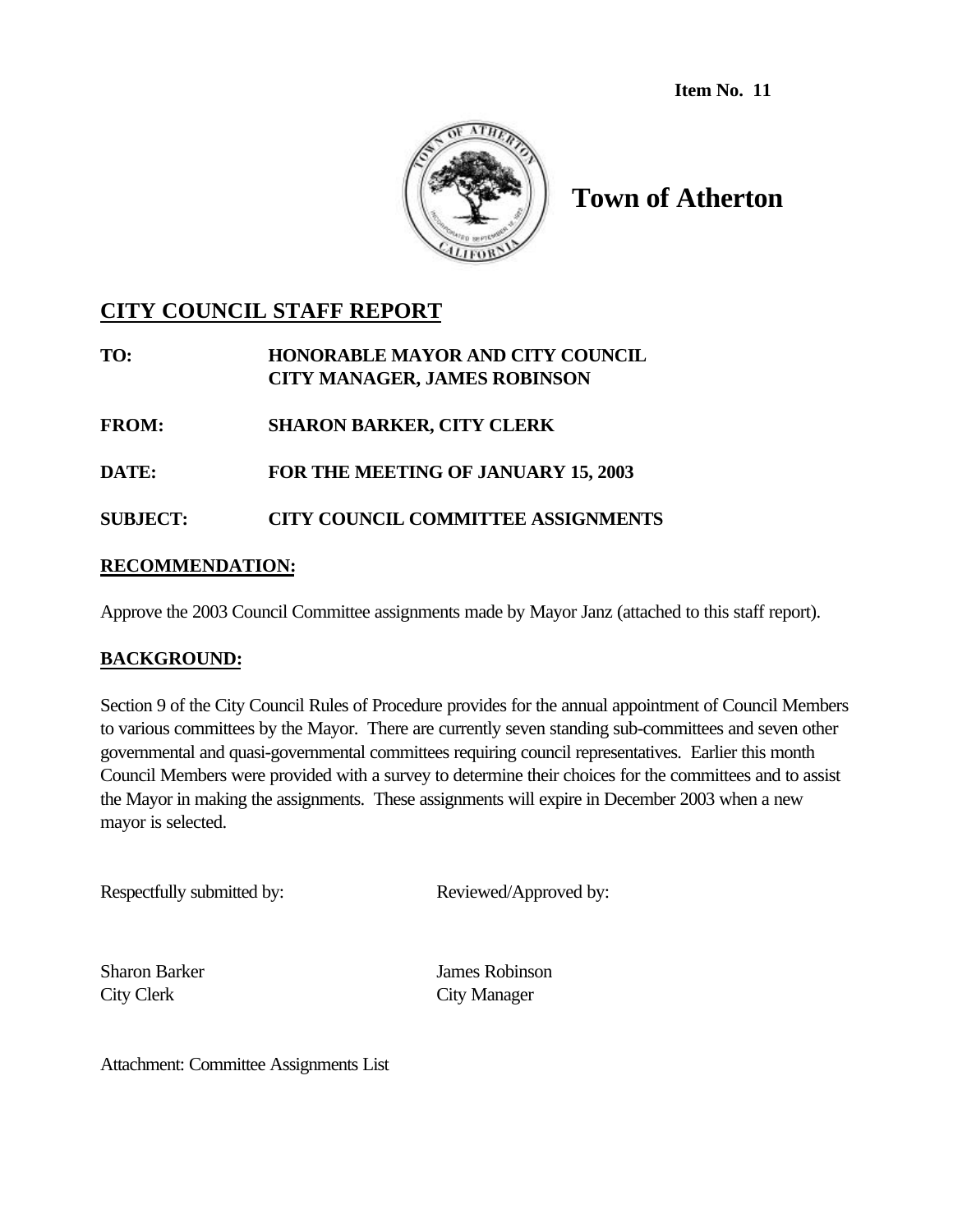**Item No. 11**

# Town of Atherton

## CITY COUNCIL STAFF REPORT

**TO:** HONORABLE MAYOR AND CITY COUNCIL
CITY MANAGER, JAMES ROBINSON

**FROM:** SHARON BARKER, CITY CLERK

**DATE:** FOR THE MEETING OF JANUARY 15, 2003

**SUBJECT:** CITY COUNCIL COMMITTEE ASSIGNMENTS

### RECOMMENDATION:

Approve the 2003 Council Committee assignments made by Mayor Janz (attached to this staff report).

### BACKGROUND:

Section 9 of the City Council Rules of Procedure provides for the annual appointment of Council Members to various committees by the Mayor. There are currently seven standing sub-committees and seven other governmental and quasi-governmental committees requiring council representatives. Earlier this month Council Members were provided with a survey to determine their choices for the committees and to assist the Mayor in making the assignments. These assignments will expire in December 2003 when a new mayor is selected.

Respectfully submitted by:

Sharon Barker
City Clerk

Reviewed/Approved by:

James Robinson
City Manager

Attachment: Committee Assignments List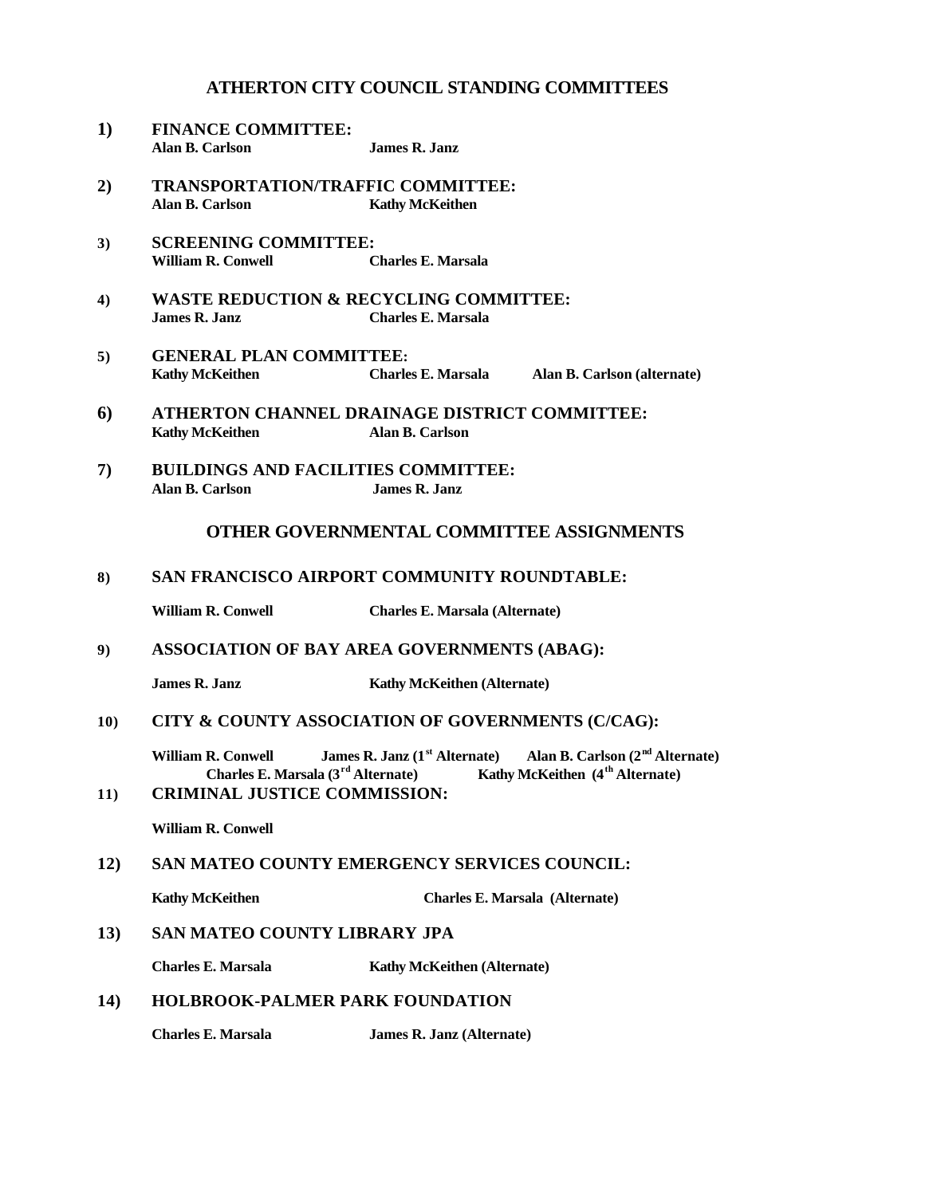# ATHERTON CITY COUNCIL STANDING COMMITTEES

**1) FINANCE COMMITTEE:**
**Alan B. Carlson** **James R. Janz**

**2) TRANSPORTATION/TRAFFIC COMMITTEE:**
**Alan B. Carlson** **Kathy McKeithen**

**3) SCREENING COMMITTEE:**
**William R. Conwell** **Charles E. Marsala**

**4) WASTE REDUCTION & RECYCLING COMMITTEE:**
**James R. Janz** **Charles E. Marsala**

**5) GENERAL PLAN COMMITTEE:**
**Kathy McKeithen** **Charles E. Marsala** **Alan B. Carlson (alternate)**

**6) ATHERTON CHANNEL DRAINAGE DISTRICT COMMITTEE:**
**Kathy McKeithen** **Alan B. Carlson**

**7) BUILDINGS AND FACILITIES COMMITTEE:**
**Alan B. Carlson** **James R. Janz**

## OTHER GOVERNMENTAL COMMITTEE ASSIGNMENTS

**8) SAN FRANCISCO AIRPORT COMMUNITY ROUNDTABLE:**

**William R. Conwell** **Charles E. Marsala (Alternate)**

**9) ASSOCIATION OF BAY AREA GOVERNMENTS (ABAG):**

**James R. Janz** **Kathy McKeithen (Alternate)**

**10) CITY & COUNTY ASSOCIATION OF GOVERNMENTS (C/CAG):**

**William R. Conwell** **James R. Janz (1st Alternate)** **Alan B. Carlson (2nd Alternate)**
**Charles E. Marsala (3rd Alternate)** **Kathy McKeithen (4th Alternate)**

**11) CRIMINAL JUSTICE COMMISSION:**

**William R. Conwell**

**12) SAN MATEO COUNTY EMERGENCY SERVICES COUNCIL:**

**Kathy McKeithen** **Charles E. Marsala (Alternate)**

**13) SAN MATEO COUNTY LIBRARY JPA**

**Charles E. Marsala** **Kathy McKeithen (Alternate)**

**14) HOLBROOK-PALMER PARK FOUNDATION**

**Charles E. Marsala** **James R. Janz (Alternate)**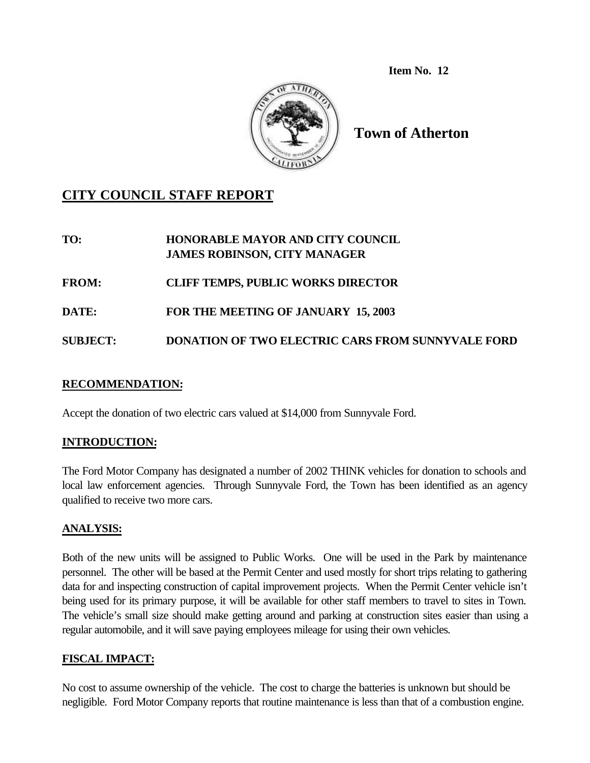Item No. 12

**Town of Atherton**

## CITY COUNCIL STAFF REPORT

**TO:** HONORABLE MAYOR AND CITY COUNCIL
JAMES ROBINSON, CITY MANAGER

**FROM:** CLIFF TEMPS, PUBLIC WORKS DIRECTOR

**DATE:** FOR THE MEETING OF JANUARY 15, 2003

**SUBJECT:** DONATION OF TWO ELECTRIC CARS FROM SUNNYVALE FORD

### RECOMMENDATION:

Accept the donation of two electric cars valued at $14,000 from Sunnyvale Ford.

### INTRODUCTION:

The Ford Motor Company has designated a number of 2002 THINK vehicles for donation to schools and local law enforcement agencies. Through Sunnyvale Ford, the Town has been identified as an agency qualified to receive two more cars.

### ANALYSIS:

Both of the new units will be assigned to Public Works. One will be used in the Park by maintenance personnel. The other will be based at the Permit Center and used mostly for short trips relating to gathering data for and inspecting construction of capital improvement projects. When the Permit Center vehicle isn't being used for its primary purpose, it will be available for other staff members to travel to sites in Town. The vehicle's small size should make getting around and parking at construction sites easier than using a regular automobile, and it will save paying employees mileage for using their own vehicles.

### FISCAL IMPACT:

No cost to assume ownership of the vehicle. The cost to charge the batteries is unknown but should be negligible. Ford Motor Company reports that routine maintenance is less than that of a combustion engine.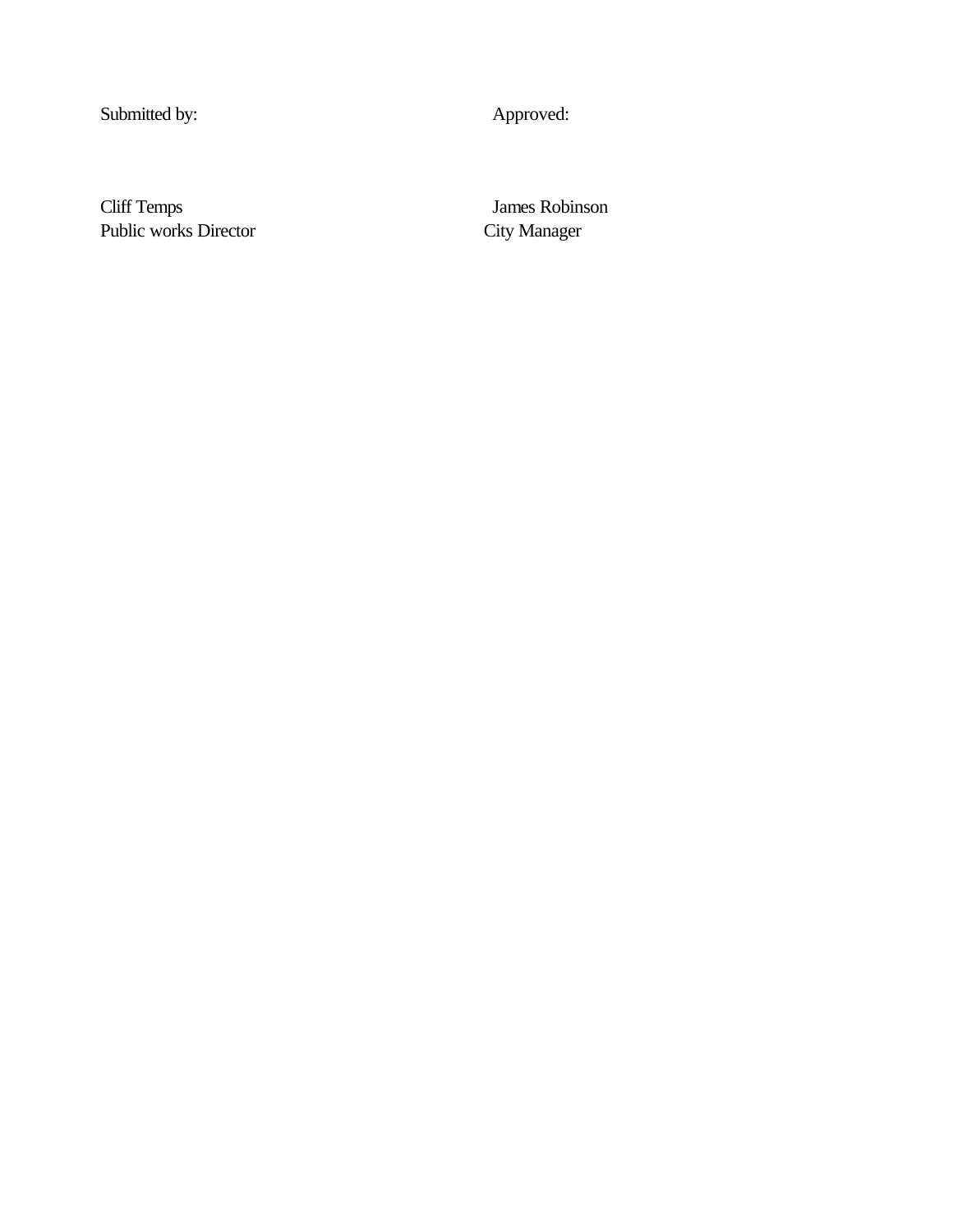| Submitted by: | Approved: |
|---|---|
| | |
| Cliff Temps<br>Public works Director | James Robinson<br>City Manager |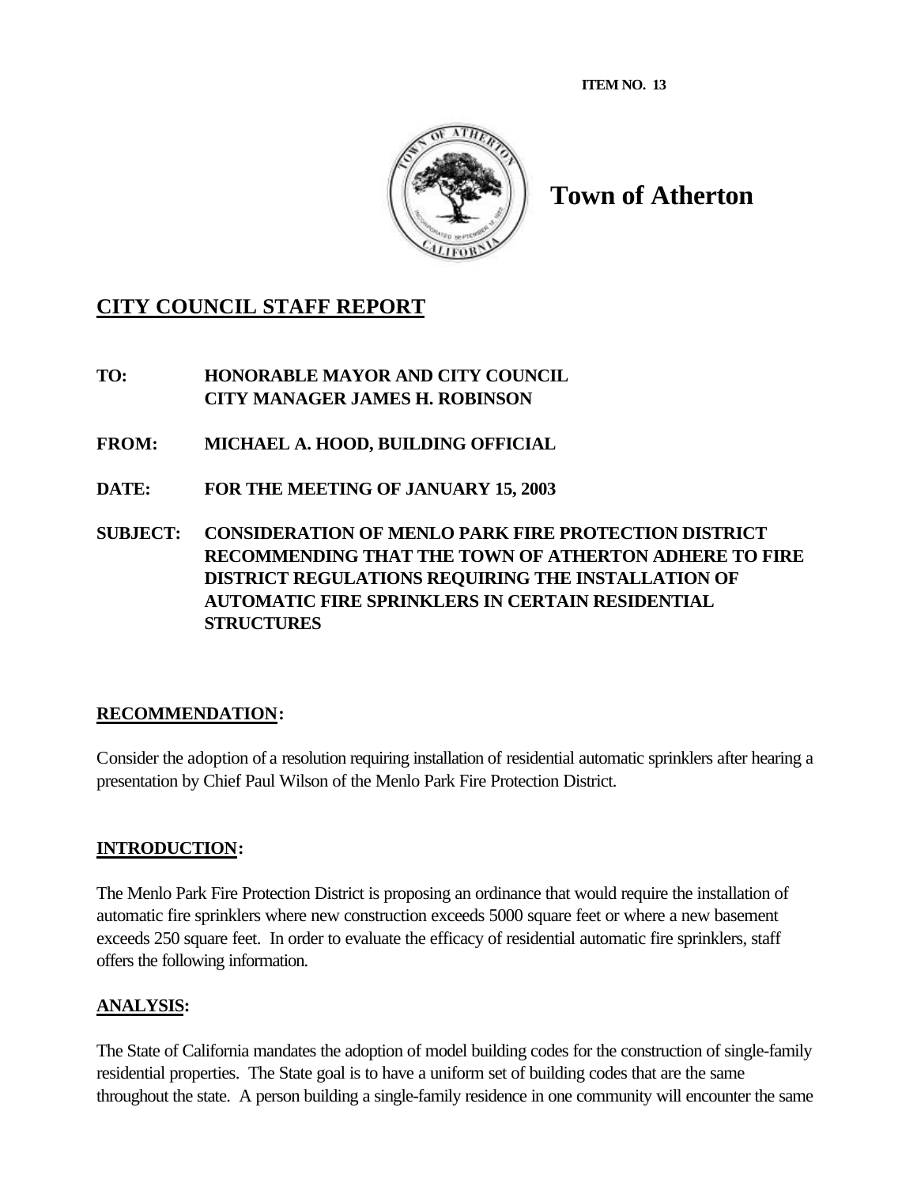**ITEM NO. 13**

# Town of Atherton

## CITY COUNCIL STAFF REPORT

**TO:** HONORABLE MAYOR AND CITY COUNCIL
CITY MANAGER JAMES H. ROBINSON

**FROM:** MICHAEL A. HOOD, BUILDING OFFICIAL

**DATE:** FOR THE MEETING OF JANUARY 15, 2003

**SUBJECT:** CONSIDERATION OF MENLO PARK FIRE PROTECTION DISTRICT RECOMMENDING THAT THE TOWN OF ATHERTON ADHERE TO FIRE DISTRICT REGULATIONS REQUIRING THE INSTALLATION OF AUTOMATIC FIRE SPRINKLERS IN CERTAIN RESIDENTIAL STRUCTURES

### RECOMMENDATION:

Consider the adoption of a resolution requiring installation of residential automatic sprinklers after hearing a presentation by Chief Paul Wilson of the Menlo Park Fire Protection District.

### INTRODUCTION:

The Menlo Park Fire Protection District is proposing an ordinance that would require the installation of automatic fire sprinklers where new construction exceeds 5000 square feet or where a new basement exceeds 250 square feet. In order to evaluate the efficacy of residential automatic fire sprinklers, staff offers the following information.

### ANALYSIS:

The State of California mandates the adoption of model building codes for the construction of single-family residential properties. The State goal is to have a uniform set of building codes that are the same throughout the state. A person building a single-family residence in one community will encounter the same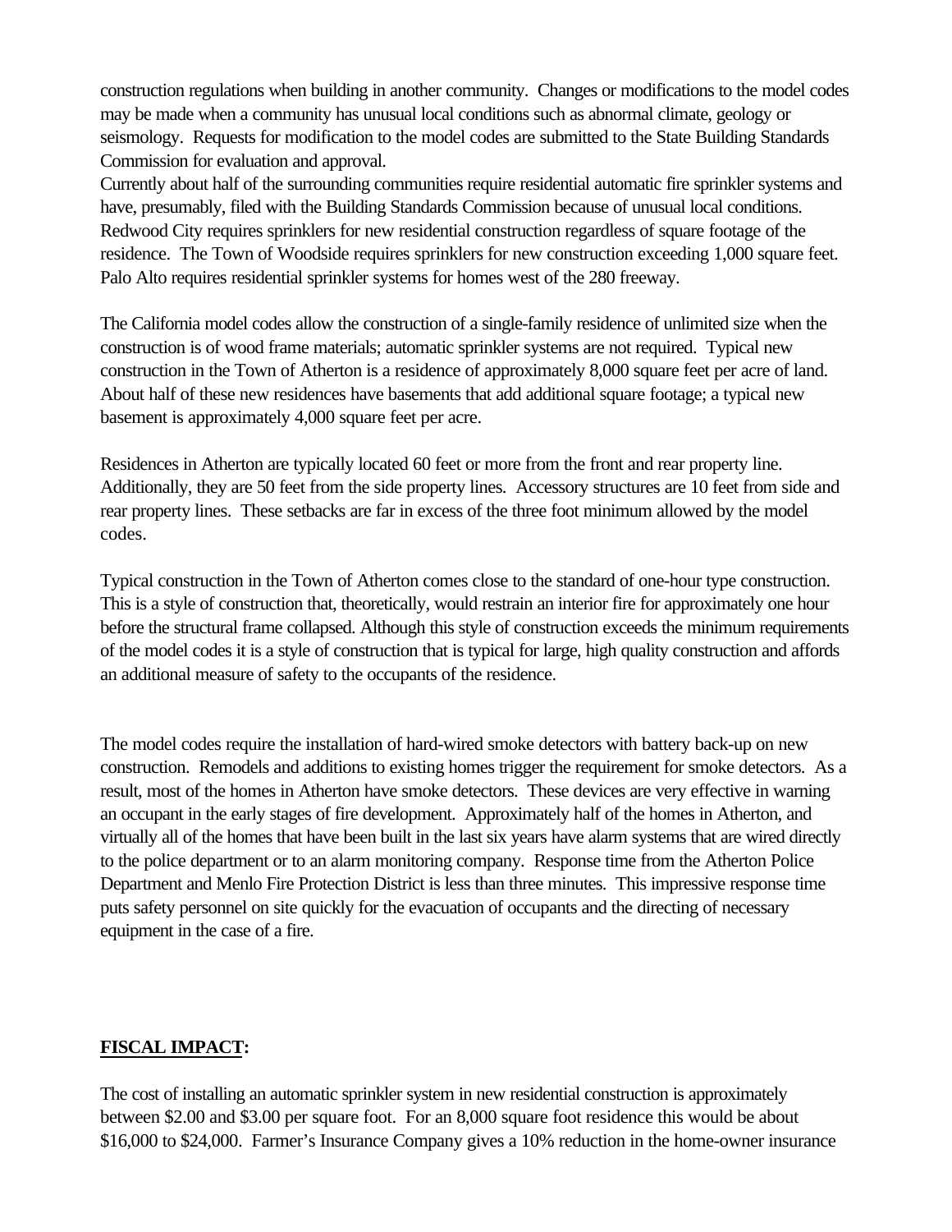construction regulations when building in another community. Changes or modifications to the model codes may be made when a community has unusual local conditions such as abnormal climate, geology or seismology. Requests for modification to the model codes are submitted to the State Building Standards Commission for evaluation and approval.

Currently about half of the surrounding communities require residential automatic fire sprinkler systems and have, presumably, filed with the Building Standards Commission because of unusual local conditions. Redwood City requires sprinklers for new residential construction regardless of square footage of the residence. The Town of Woodside requires sprinklers for new construction exceeding 1,000 square feet. Palo Alto requires residential sprinkler systems for homes west of the 280 freeway.

The California model codes allow the construction of a single-family residence of unlimited size when the construction is of wood frame materials; automatic sprinkler systems are not required. Typical new construction in the Town of Atherton is a residence of approximately 8,000 square feet per acre of land. About half of these new residences have basements that add additional square footage; a typical new basement is approximately 4,000 square feet per acre.

Residences in Atherton are typically located 60 feet or more from the front and rear property line. Additionally, they are 50 feet from the side property lines. Accessory structures are 10 feet from side and rear property lines. These setbacks are far in excess of the three foot minimum allowed by the model codes.

Typical construction in the Town of Atherton comes close to the standard of one-hour type construction. This is a style of construction that, theoretically, would restrain an interior fire for approximately one hour before the structural frame collapsed. Although this style of construction exceeds the minimum requirements of the model codes it is a style of construction that is typical for large, high quality construction and affords an additional measure of safety to the occupants of the residence.

The model codes require the installation of hard-wired smoke detectors with battery back-up on new construction. Remodels and additions to existing homes trigger the requirement for smoke detectors. As a result, most of the homes in Atherton have smoke detectors. These devices are very effective in warning an occupant in the early stages of fire development. Approximately half of the homes in Atherton, and virtually all of the homes that have been built in the last six years have alarm systems that are wired directly to the police department or to an alarm monitoring company. Response time from the Atherton Police Department and Menlo Fire Protection District is less than three minutes. This impressive response time puts safety personnel on site quickly for the evacuation of occupants and the directing of necessary equipment in the case of a fire.

## **FISCAL IMPACT:**

The cost of installing an automatic sprinkler system in new residential construction is approximately between $2.00 and $3.00 per square foot. For an 8,000 square foot residence this would be about $16,000 to $24,000. Farmer's Insurance Company gives a 10% reduction in the home-owner insurance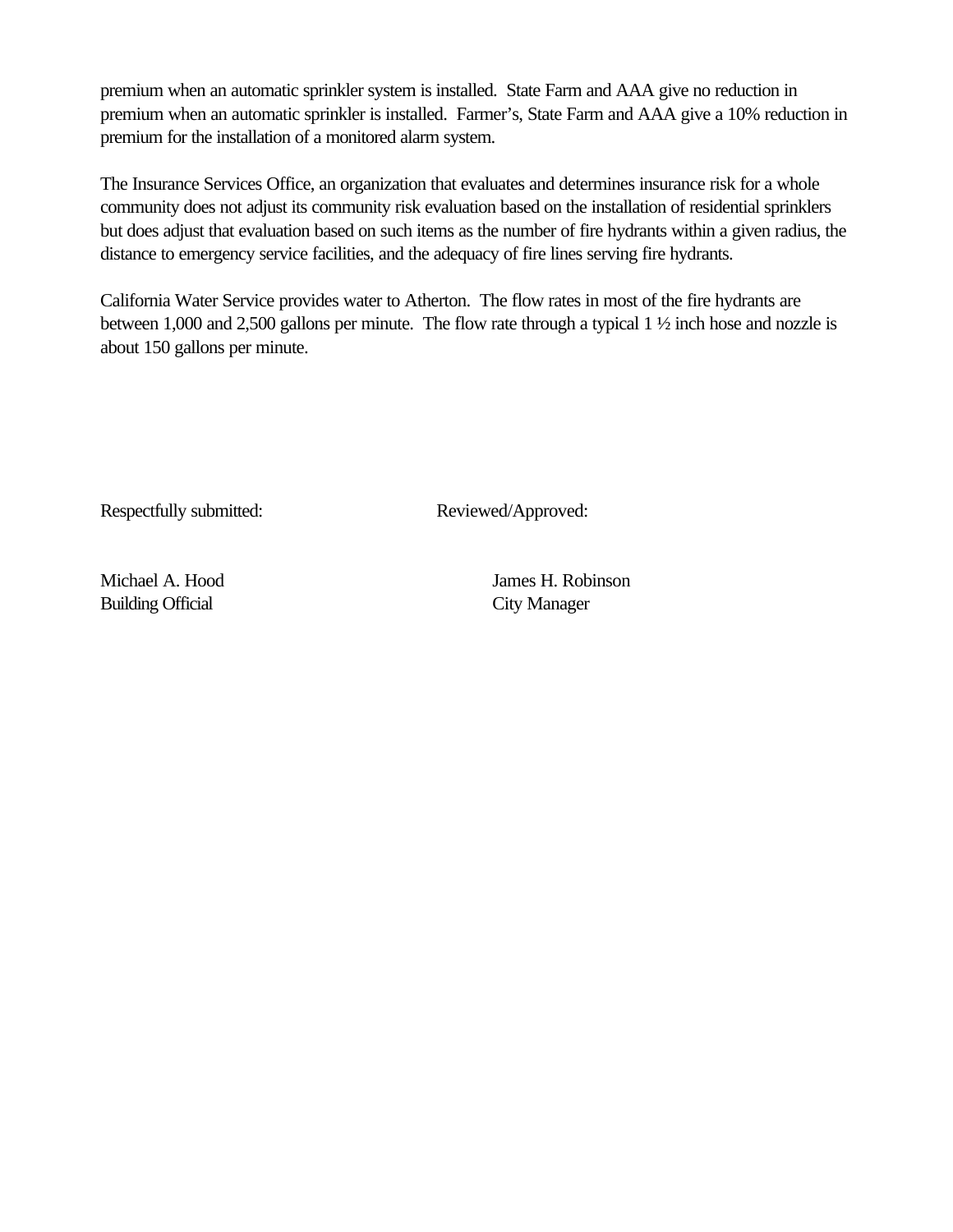premium when an automatic sprinkler system is installed. State Farm and AAA give no reduction in premium when an automatic sprinkler is installed. Farmer's, State Farm and AAA give a 10% reduction in premium for the installation of a monitored alarm system.

The Insurance Services Office, an organization that evaluates and determines insurance risk for a whole community does not adjust its community risk evaluation based on the installation of residential sprinklers but does adjust that evaluation based on such items as the number of fire hydrants within a given radius, the distance to emergency service facilities, and the adequacy of fire lines serving fire hydrants.

California Water Service provides water to Atherton. The flow rates in most of the fire hydrants are between 1,000 and 2,500 gallons per minute. The flow rate through a typical 1 ½ inch hose and nozzle is about 150 gallons per minute.

| Respectfully submitted: | Reviewed/Approved: |
|---|---|
| Michael A. Hood<br>Building Official | James H. Robinson<br>City Manager |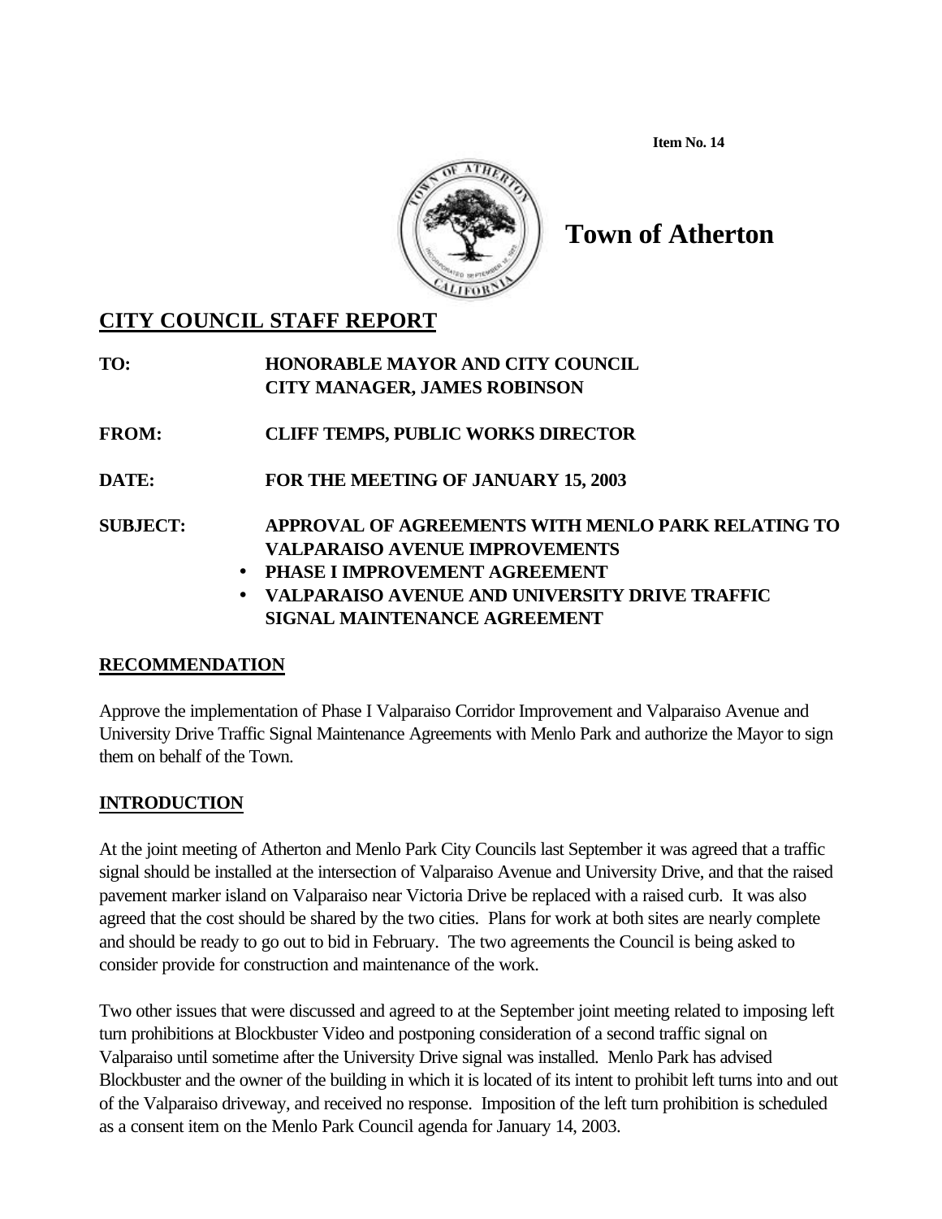Item No. 14

# Town of Atherton

## CITY COUNCIL STAFF REPORT

**TO:** HONORABLE MAYOR AND CITY COUNCIL
CITY MANAGER, JAMES ROBINSON

**FROM:** CLIFF TEMPS, PUBLIC WORKS DIRECTOR

**DATE:** FOR THE MEETING OF JANUARY 15, 2003

**SUBJECT:** APPROVAL OF AGREEMENTS WITH MENLO PARK RELATING TO VALPARAISO AVENUE IMPROVEMENTS

- **PHASE I IMPROVEMENT AGREEMENT**
- **VALPARAISO AVENUE AND UNIVERSITY DRIVE TRAFFIC SIGNAL MAINTENANCE AGREEMENT**

## RECOMMENDATION

Approve the implementation of Phase I Valparaiso Corridor Improvement and Valparaiso Avenue and University Drive Traffic Signal Maintenance Agreements with Menlo Park and authorize the Mayor to sign them on behalf of the Town.

## INTRODUCTION

At the joint meeting of Atherton and Menlo Park City Councils last September it was agreed that a traffic signal should be installed at the intersection of Valparaiso Avenue and University Drive, and that the raised pavement marker island on Valparaiso near Victoria Drive be replaced with a raised curb. It was also agreed that the cost should be shared by the two cities. Plans for work at both sites are nearly complete and should be ready to go out to bid in February. The two agreements the Council is being asked to consider provide for construction and maintenance of the work.

Two other issues that were discussed and agreed to at the September joint meeting related to imposing left turn prohibitions at Blockbuster Video and postponing consideration of a second traffic signal on Valparaiso until sometime after the University Drive signal was installed. Menlo Park has advised Blockbuster and the owner of the building in which it is located of its intent to prohibit left turns into and out of the Valparaiso driveway, and received no response. Imposition of the left turn prohibition is scheduled as a consent item on the Menlo Park Council agenda for January 14, 2003.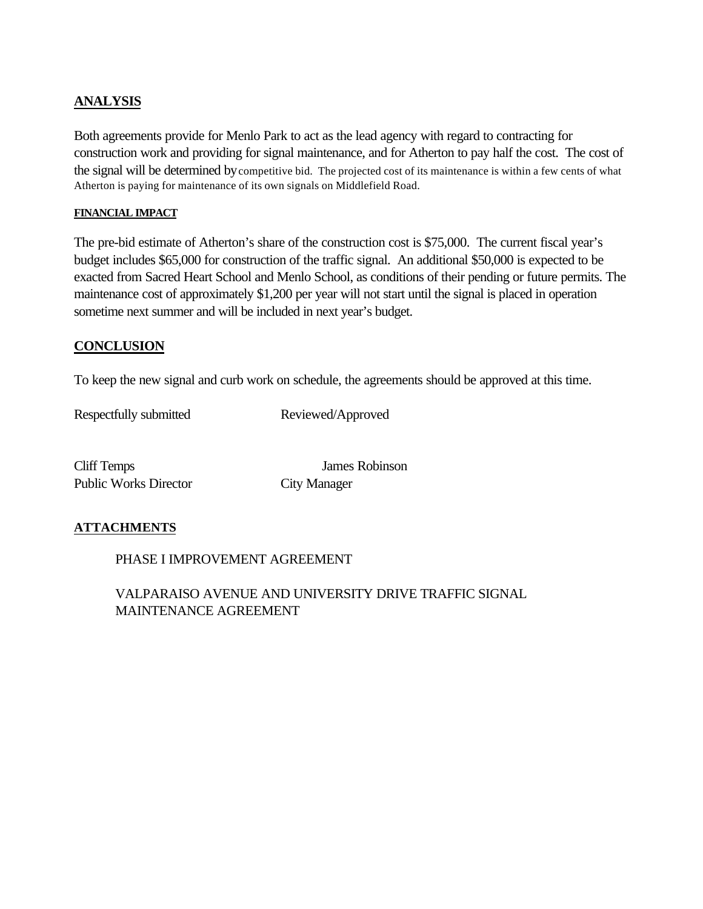## ANALYSIS

Both agreements provide for Menlo Park to act as the lead agency with regard to contracting for construction work and providing for signal maintenance, and for Atherton to pay half the cost. The cost of the signal will be determined by competitive bid. The projected cost of its maintenance is within a few cents of what Atherton is paying for maintenance of its own signals on Middlefield Road.

### FINANCIAL IMPACT

The pre-bid estimate of Atherton's share of the construction cost is $75,000. The current fiscal year's budget includes $65,000 for construction of the traffic signal. An additional $50,000 is expected to be exacted from Sacred Heart School and Menlo School, as conditions of their pending or future permits. The maintenance cost of approximately $1,200 per year will not start until the signal is placed in operation sometime next summer and will be included in next year's budget.

## CONCLUSION

To keep the new signal and curb work on schedule, the agreements should be approved at this time.

Respectfully submitted　　　　Reviewed/Approved

Cliff Temps　　　　James Robinson
Public Works Director　　　　City Manager

## ATTACHMENTS

PHASE I IMPROVEMENT AGREEMENT

VALPARAISO AVENUE AND UNIVERSITY DRIVE TRAFFIC SIGNAL MAINTENANCE AGREEMENT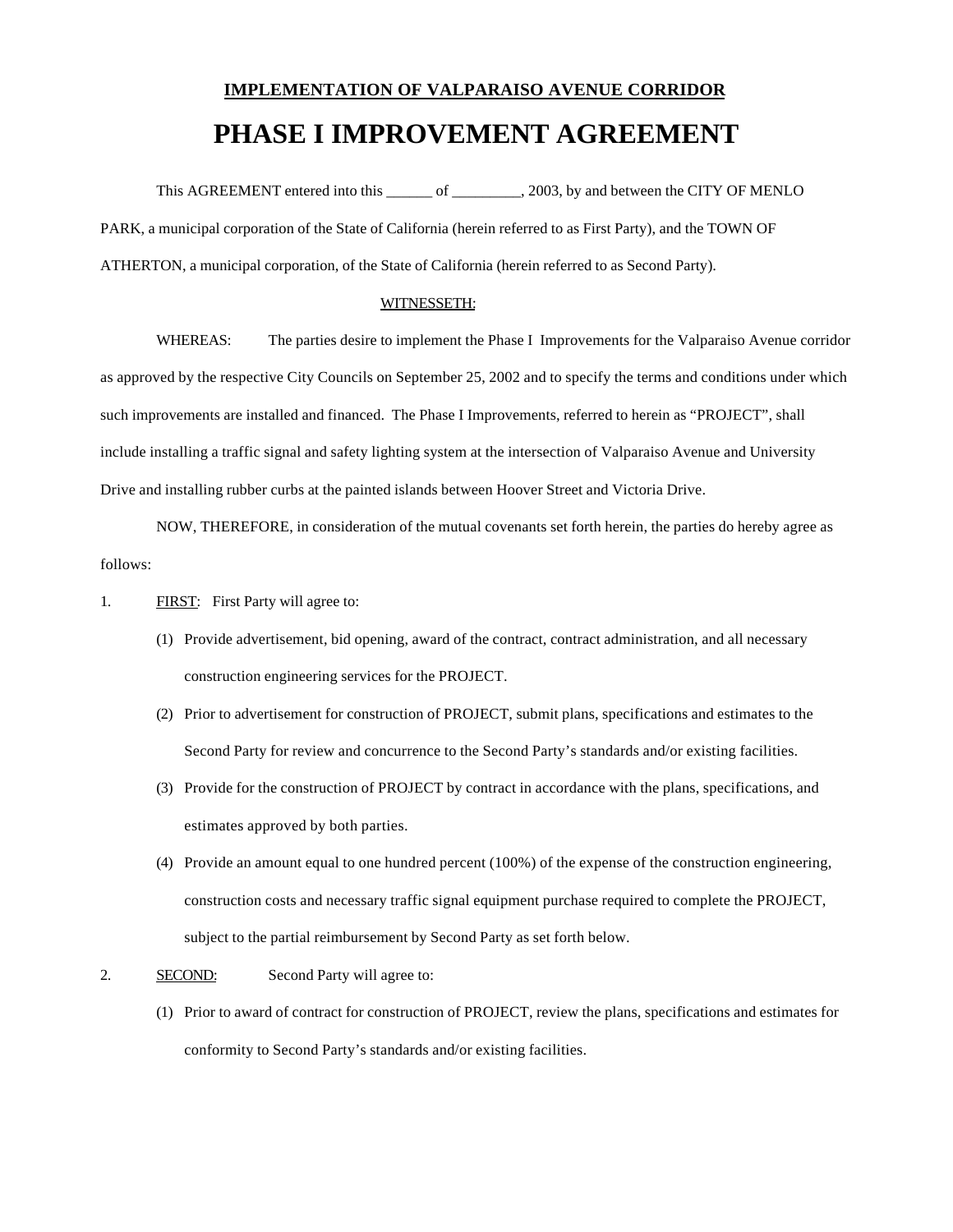<u>**IMPLEMENTATION OF VALPARAISO AVENUE CORRIDOR**</u>

# PHASE I IMPROVEMENT AGREEMENT

This AGREEMENT entered into this ______ of _________, 2003, by and between the CITY OF MENLO PARK, a municipal corporation of the State of California (herein referred to as First Party), and the TOWN OF ATHERTON, a municipal corporation, of the State of California (herein referred to as Second Party).

<u>WITNESSETH:</u>

WHEREAS: The parties desire to implement the Phase I Improvements for the Valparaiso Avenue corridor as approved by the respective City Councils on September 25, 2002 and to specify the terms and conditions under which such improvements are installed and financed. The Phase I Improvements, referred to herein as "PROJECT", shall include installing a traffic signal and safety lighting system at the intersection of Valparaiso Avenue and University Drive and installing rubber curbs at the painted islands between Hoover Street and Victoria Drive.

NOW, THEREFORE, in consideration of the mutual covenants set forth herein, the parties do hereby agree as follows:

1. <u>FIRST</u>: First Party will agree to:

   (1) Provide advertisement, bid opening, award of the contract, contract administration, and all necessary construction engineering services for the PROJECT.

   (2) Prior to advertisement for construction of PROJECT, submit plans, specifications and estimates to the Second Party for review and concurrence to the Second Party's standards and/or existing facilities.

   (3) Provide for the construction of PROJECT by contract in accordance with the plans, specifications, and estimates approved by both parties.

   (4) Provide an amount equal to one hundred percent (100%) of the expense of the construction engineering, construction costs and necessary traffic signal equipment purchase required to complete the PROJECT, subject to the partial reimbursement by Second Party as set forth below.

2. <u>SECOND</u>: Second Party will agree to:

   (1) Prior to award of contract for construction of PROJECT, review the plans, specifications and estimates for conformity to Second Party's standards and/or existing facilities.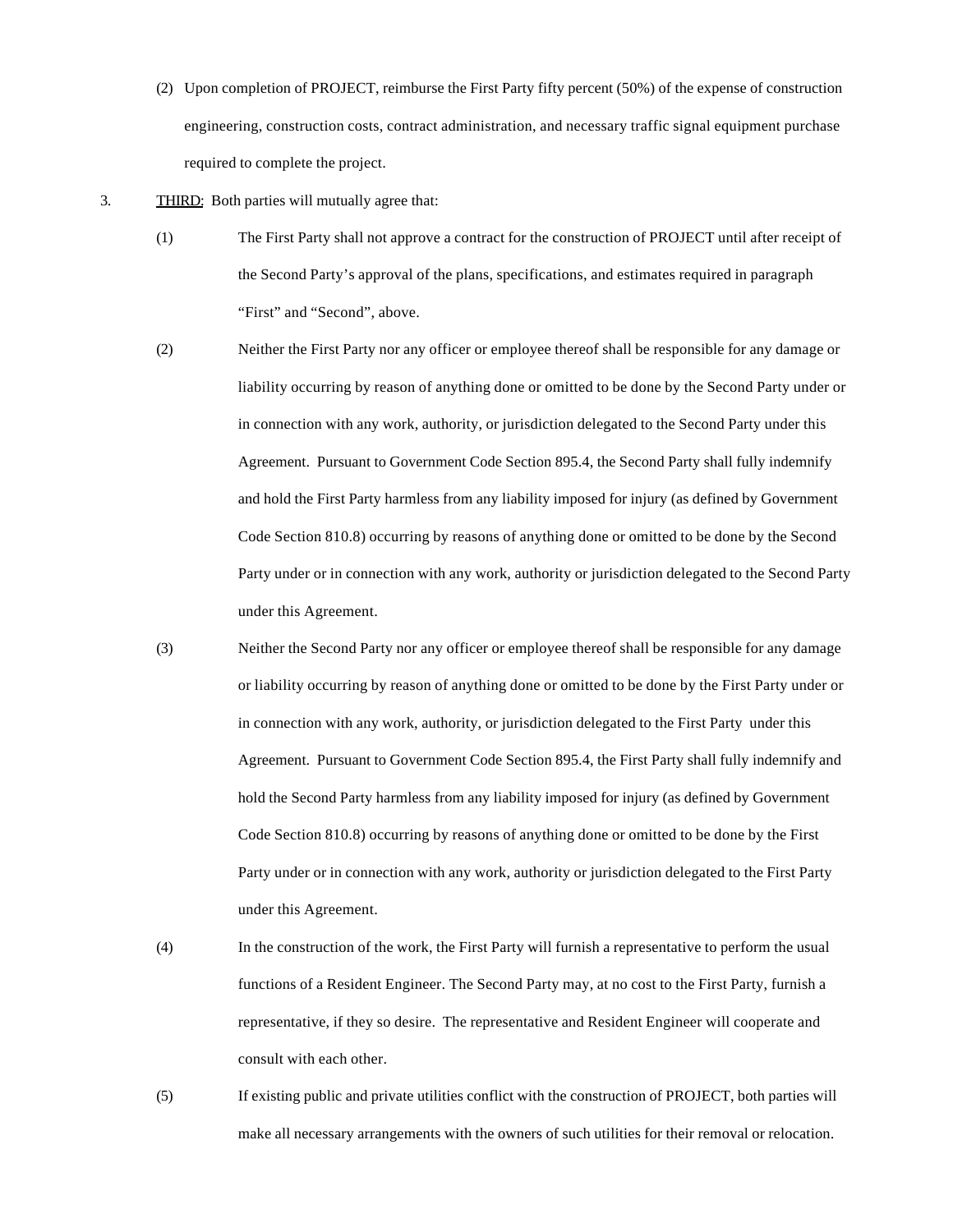(2) Upon completion of PROJECT, reimburse the First Party fifty percent (50%) of the expense of construction engineering, construction costs, contract administration, and necessary traffic signal equipment purchase required to complete the project.

3. <u>THIRD</u>: Both parties will mutually agree that:

(1) The First Party shall not approve a contract for the construction of PROJECT until after receipt of the Second Party's approval of the plans, specifications, and estimates required in paragraph "First" and "Second", above.

(2) Neither the First Party nor any officer or employee thereof shall be responsible for any damage or liability occurring by reason of anything done or omitted to be done by the Second Party under or in connection with any work, authority, or jurisdiction delegated to the Second Party under this Agreement. Pursuant to Government Code Section 895.4, the Second Party shall fully indemnify and hold the First Party harmless from any liability imposed for injury (as defined by Government Code Section 810.8) occurring by reasons of anything done or omitted to be done by the Second Party under or in connection with any work, authority or jurisdiction delegated to the Second Party under this Agreement.

(3) Neither the Second Party nor any officer or employee thereof shall be responsible for any damage or liability occurring by reason of anything done or omitted to be done by the First Party under or in connection with any work, authority, or jurisdiction delegated to the First Party under this Agreement. Pursuant to Government Code Section 895.4, the First Party shall fully indemnify and hold the Second Party harmless from any liability imposed for injury (as defined by Government Code Section 810.8) occurring by reasons of anything done or omitted to be done by the First Party under or in connection with any work, authority or jurisdiction delegated to the First Party under this Agreement.

(4) In the construction of the work, the First Party will furnish a representative to perform the usual functions of a Resident Engineer. The Second Party may, at no cost to the First Party, furnish a representative, if they so desire. The representative and Resident Engineer will cooperate and consult with each other.

(5) If existing public and private utilities conflict with the construction of PROJECT, both parties will make all necessary arrangements with the owners of such utilities for their removal or relocation.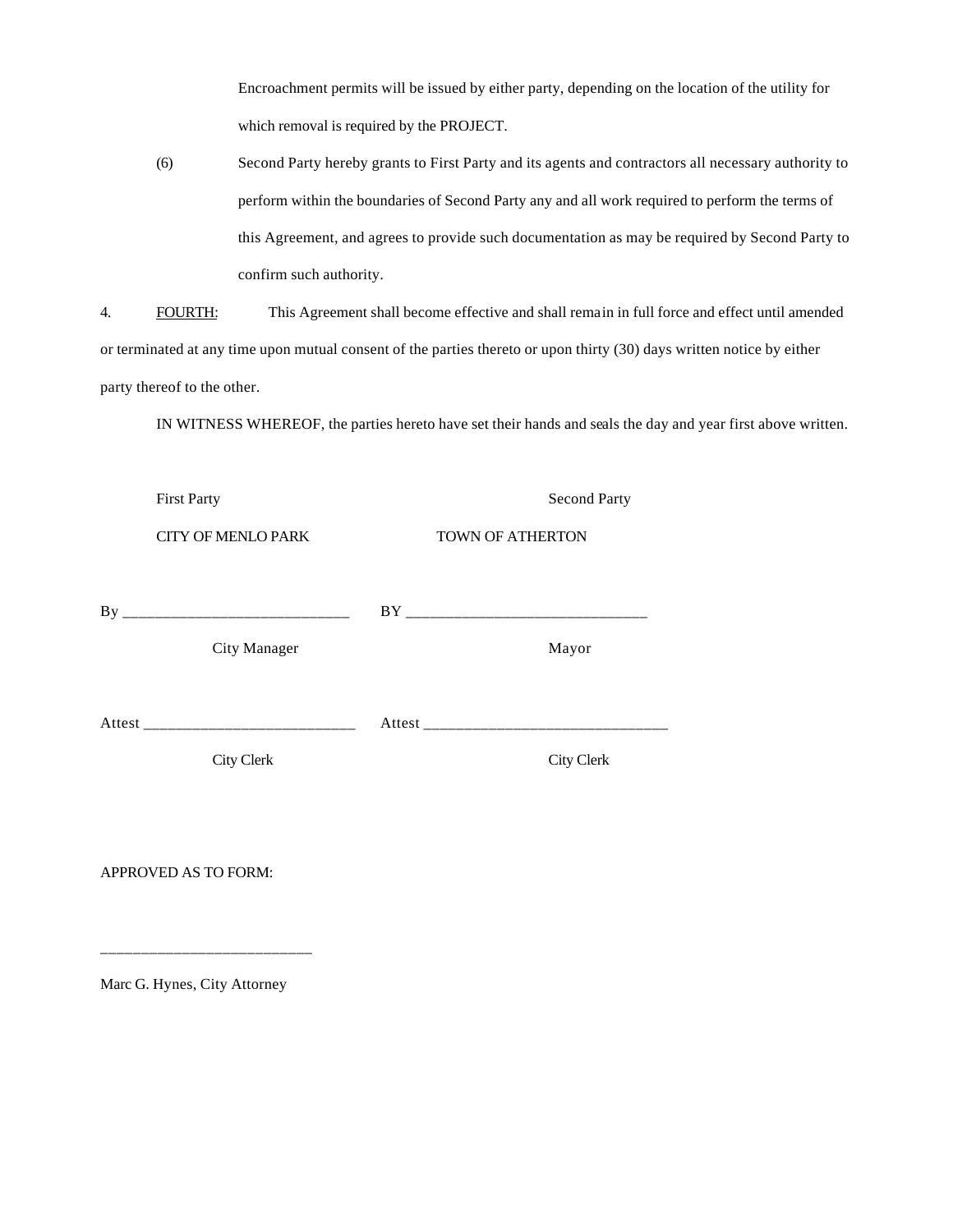Encroachment permits will be issued by either party, depending on the location of the utility for which removal is required by the PROJECT.

(6) Second Party hereby grants to First Party and its agents and contractors all necessary authority to perform within the boundaries of Second Party any and all work required to perform the terms of this Agreement, and agrees to provide such documentation as may be required by Second Party to confirm such authority.

4. <u>FOURTH:</u> This Agreement shall become effective and shall remain in full force and effect until amended or terminated at any time upon mutual consent of the parties thereto or upon thirty (30) days written notice by either party thereof to the other.

IN WITNESS WHEREOF, the parties hereto have set their hands and seals the day and year first above written.

| First Party | Second Party |
|---|---|
| CITY OF MENLO PARK | TOWN OF ATHERTON |
| By ____________________________ | BY ______________________________ |
| City Manager | Mayor |
| Attest __________________________ | Attest ______________________________ |
| City Clerk | City Clerk |

APPROVED AS TO FORM:

__________________________

Marc G. Hynes, City Attorney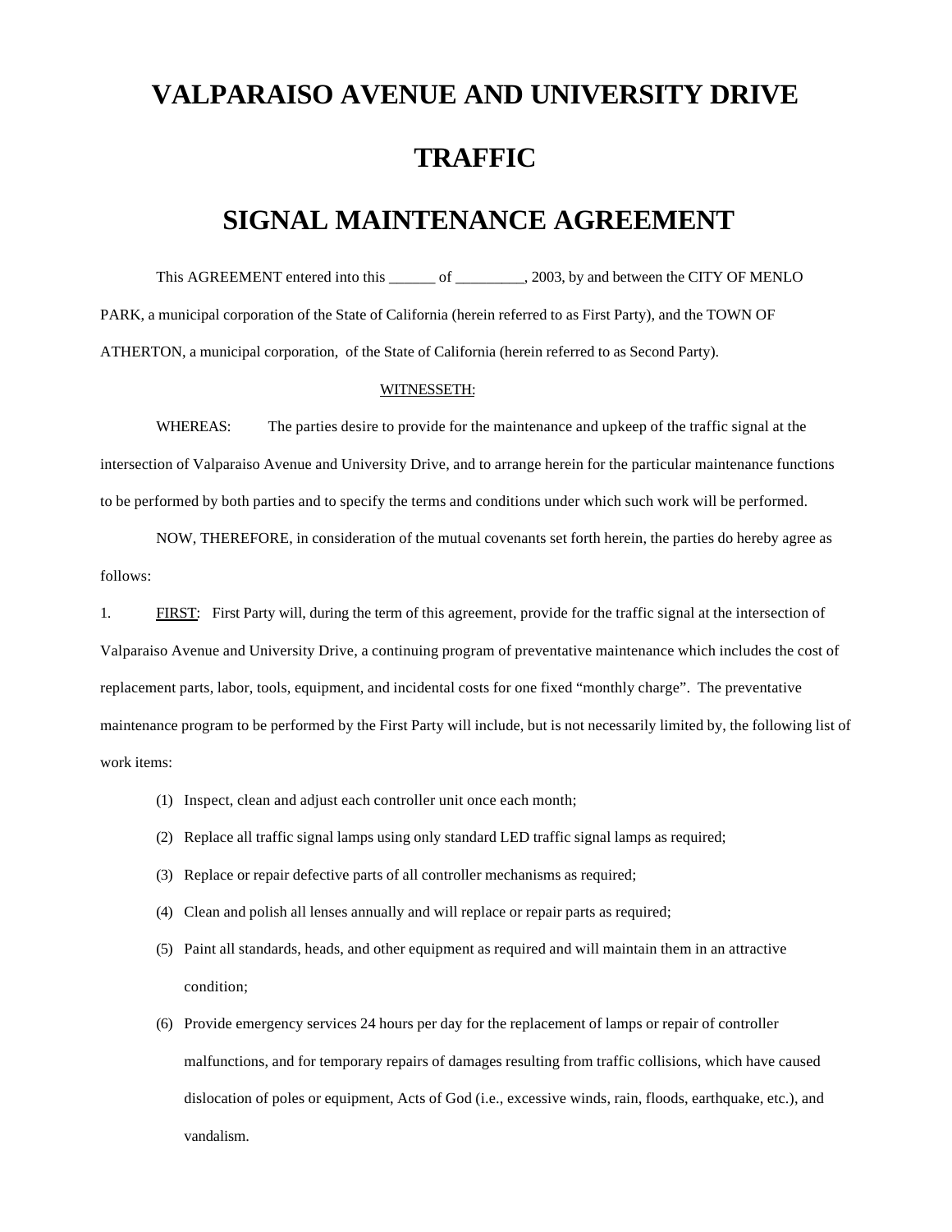# VALPARAISO AVENUE AND UNIVERSITY DRIVE

# TRAFFIC

# SIGNAL MAINTENANCE AGREEMENT

This AGREEMENT entered into this ______ of _________, 2003, by and between the CITY OF MENLO PARK, a municipal corporation of the State of California (herein referred to as First Party), and the TOWN OF ATHERTON, a municipal corporation, of the State of California (herein referred to as Second Party).

WITNESSETH:

WHEREAS: The parties desire to provide for the maintenance and upkeep of the traffic signal at the intersection of Valparaiso Avenue and University Drive, and to arrange herein for the particular maintenance functions to be performed by both parties and to specify the terms and conditions under which such work will be performed.

NOW, THEREFORE, in consideration of the mutual covenants set forth herein, the parties do hereby agree as follows:

1. FIRST: First Party will, during the term of this agreement, provide for the traffic signal at the intersection of Valparaiso Avenue and University Drive, a continuing program of preventative maintenance which includes the cost of replacement parts, labor, tools, equipment, and incidental costs for one fixed "monthly charge". The preventative maintenance program to be performed by the First Party will include, but is not necessarily limited by, the following list of work items:

   (1) Inspect, clean and adjust each controller unit once each month;

   (2) Replace all traffic signal lamps using only standard LED traffic signal lamps as required;

   (3) Replace or repair defective parts of all controller mechanisms as required;

   (4) Clean and polish all lenses annually and will replace or repair parts as required;

   (5) Paint all standards, heads, and other equipment as required and will maintain them in an attractive condition;

   (6) Provide emergency services 24 hours per day for the replacement of lamps or repair of controller malfunctions, and for temporary repairs of damages resulting from traffic collisions, which have caused dislocation of poles or equipment, Acts of God (i.e., excessive winds, rain, floods, earthquake, etc.), and vandalism.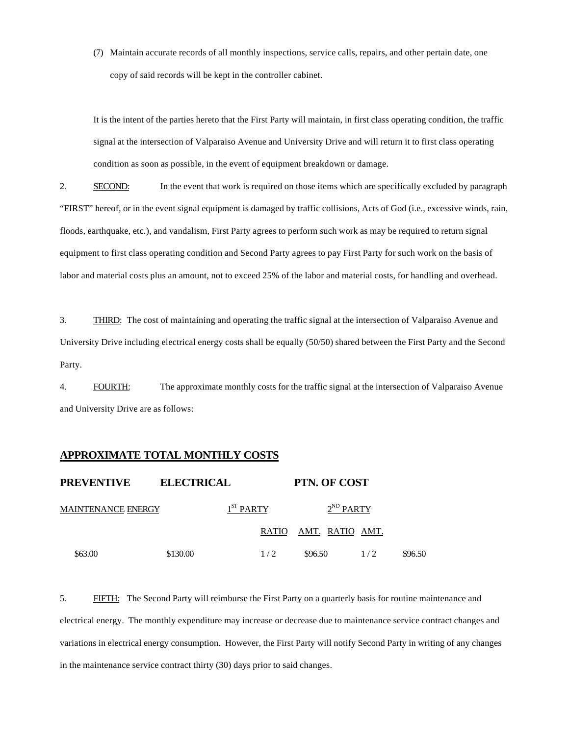(7) Maintain accurate records of all monthly inspections, service calls, repairs, and other pertain date, one copy of said records will be kept in the controller cabinet.

It is the intent of the parties hereto that the First Party will maintain, in first class operating condition, the traffic signal at the intersection of Valparaiso Avenue and University Drive and will return it to first class operating condition as soon as possible, in the event of equipment breakdown or damage.

2. SECOND: In the event that work is required on those items which are specifically excluded by paragraph "FIRST" hereof, or in the event signal equipment is damaged by traffic collisions, Acts of God (i.e., excessive winds, rain, floods, earthquake, etc.), and vandalism, First Party agrees to perform such work as may be required to return signal equipment to first class operating condition and Second Party agrees to pay First Party for such work on the basis of labor and material costs plus an amount, not to exceed 25% of the labor and material costs, for handling and overhead.

3. THIRD: The cost of maintaining and operating the traffic signal at the intersection of Valparaiso Avenue and University Drive including electrical energy costs shall be equally (50/50) shared between the First Party and the Second Party.

4. FOURTH: The approximate monthly costs for the traffic signal at the intersection of Valparaiso Avenue and University Drive are as follows:

## APPROXIMATE TOTAL MONTHLY COSTS

| PREVENTIVE | ELECTRICAL | PTN. OF COST | | | |
|---|---|---|---|---|---|
| MAINTENANCE | ENERGY | 1ST PARTY | | 2ND PARTY | |
| | | RATIO | AMT. | RATIO | AMT. |
| $63.00 | $130.00 | 1 / 2 | $96.50 | 1 / 2 | $96.50 |

5. FIFTH: The Second Party will reimburse the First Party on a quarterly basis for routine maintenance and electrical energy. The monthly expenditure may increase or decrease due to maintenance service contract changes and variations in electrical energy consumption. However, the First Party will notify Second Party in writing of any changes in the maintenance service contract thirty (30) days prior to said changes.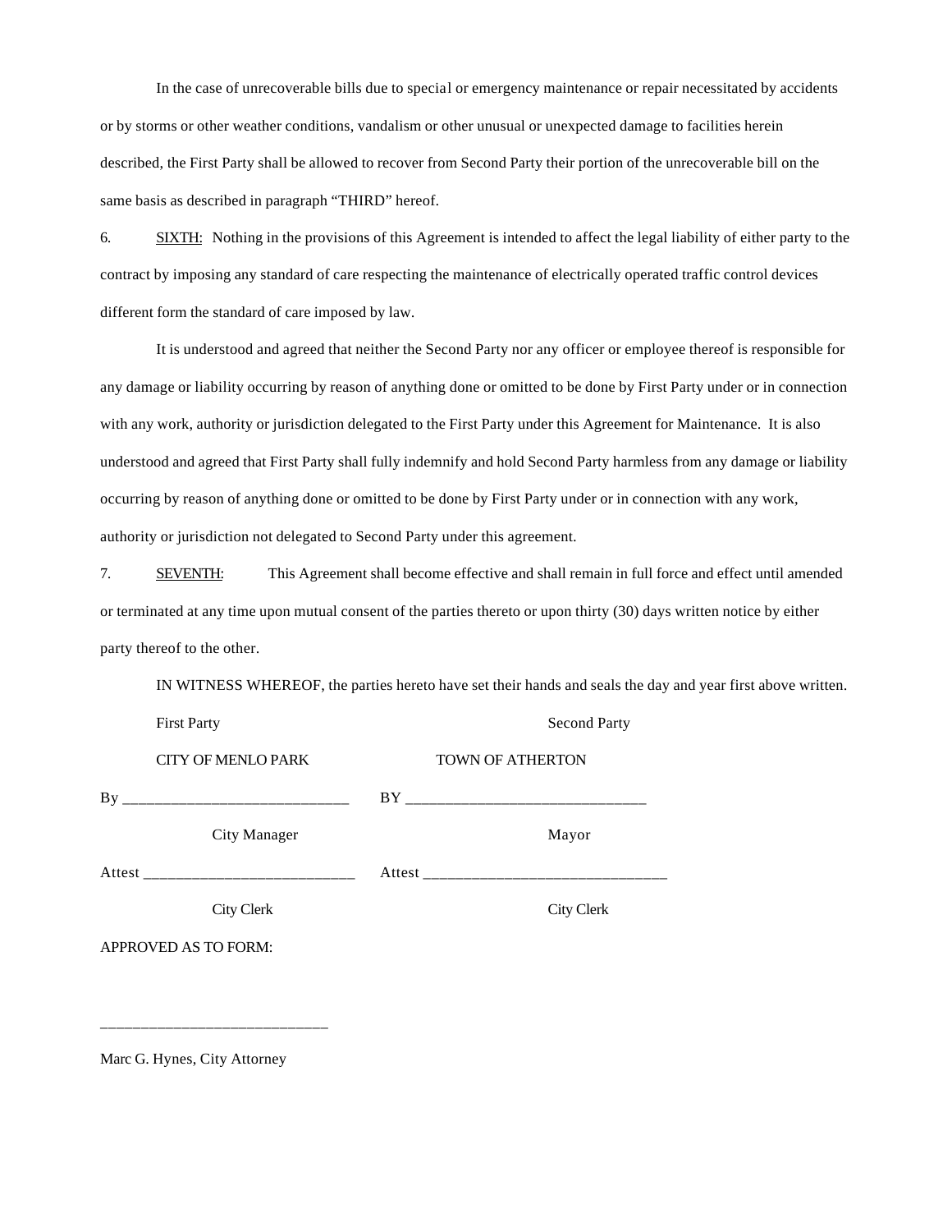In the case of unrecoverable bills due to special or emergency maintenance or repair necessitated by accidents or by storms or other weather conditions, vandalism or other unusual or unexpected damage to facilities herein described, the First Party shall be allowed to recover from Second Party their portion of the unrecoverable bill on the same basis as described in paragraph "THIRD" hereof.

6. SIXTH: Nothing in the provisions of this Agreement is intended to affect the legal liability of either party to the contract by imposing any standard of care respecting the maintenance of electrically operated traffic control devices different form the standard of care imposed by law.

It is understood and agreed that neither the Second Party nor any officer or employee thereof is responsible for any damage or liability occurring by reason of anything done or omitted to be done by First Party under or in connection with any work, authority or jurisdiction delegated to the First Party under this Agreement for Maintenance. It is also understood and agreed that First Party shall fully indemnify and hold Second Party harmless from any damage or liability occurring by reason of anything done or omitted to be done by First Party under or in connection with any work, authority or jurisdiction not delegated to Second Party under this agreement.

7. SEVENTH: This Agreement shall become effective and shall remain in full force and effect until amended or terminated at any time upon mutual consent of the parties thereto or upon thirty (30) days written notice by either party thereof to the other.

IN WITNESS WHEREOF, the parties hereto have set their hands and seals the day and year first above written.

| First Party | Second Party |
|---|---|
| CITY OF MENLO PARK | TOWN OF ATHERTON |
| By ____________________________ | BY ______________________________ |
| City Manager | Mayor |
| Attest __________________________ | Attest ______________________________ |
| City Clerk | City Clerk |

APPROVED AS TO FORM:

____________________________

Marc G. Hynes, City Attorney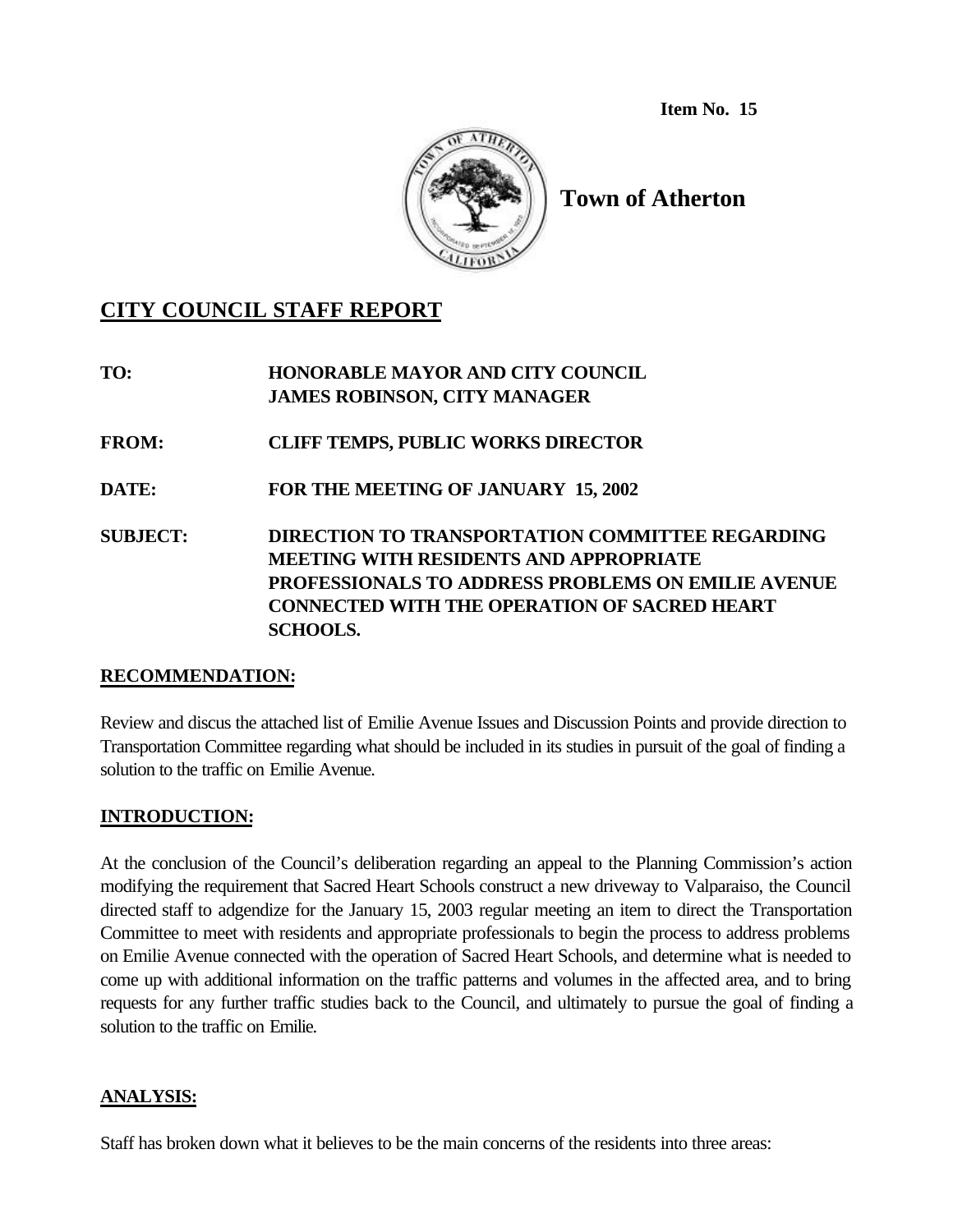**Item No. 15**

**Town of Atherton**

## CITY COUNCIL STAFF REPORT

**TO:** **HONORABLE MAYOR AND CITY COUNCIL**
**JAMES ROBINSON, CITY MANAGER**

**FROM:** **CLIFF TEMPS, PUBLIC WORKS DIRECTOR**

**DATE:** **FOR THE MEETING OF JANUARY 15, 2002**

**SUBJECT:** **DIRECTION TO TRANSPORTATION COMMITTEE REGARDING MEETING WITH RESIDENTS AND APPROPRIATE PROFESSIONALS TO ADDRESS PROBLEMS ON EMILIE AVENUE CONNECTED WITH THE OPERATION OF SACRED HEART SCHOOLS.**

### RECOMMENDATION:

Review and discus the attached list of Emilie Avenue Issues and Discussion Points and provide direction to Transportation Committee regarding what should be included in its studies in pursuit of the goal of finding a solution to the traffic on Emilie Avenue.

### INTRODUCTION:

At the conclusion of the Council's deliberation regarding an appeal to the Planning Commission's action modifying the requirement that Sacred Heart Schools construct a new driveway to Valparaiso, the Council directed staff to adgendize for the January 15, 2003 regular meeting an item to direct the Transportation Committee to meet with residents and appropriate professionals to begin the process to address problems on Emilie Avenue connected with the operation of Sacred Heart Schools, and determine what is needed to come up with additional information on the traffic patterns and volumes in the affected area, and to bring requests for any further traffic studies back to the Council, and ultimately to pursue the goal of finding a solution to the traffic on Emilie.

### ANALYSIS:

Staff has broken down what it believes to be the main concerns of the residents into three areas: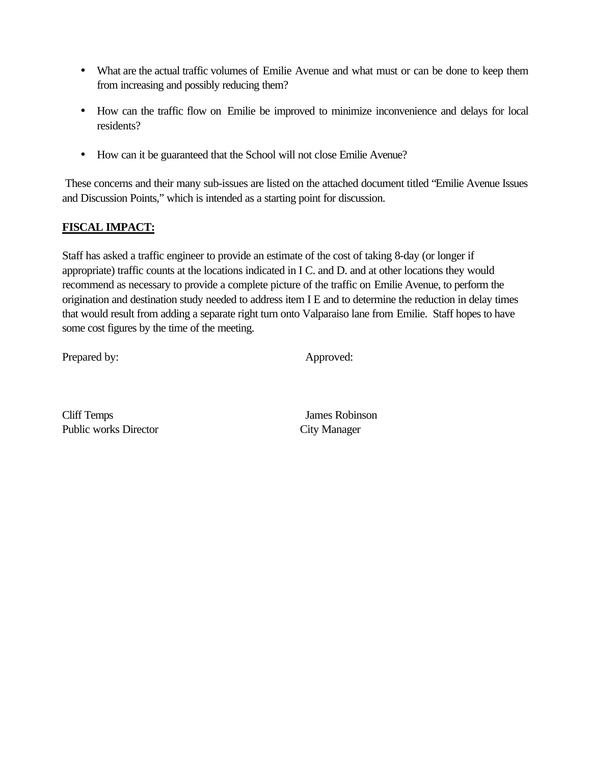- What are the actual traffic volumes of Emilie Avenue and what must or can be done to keep them from increasing and possibly reducing them?
- How can the traffic flow on Emilie be improved to minimize inconvenience and delays for local residents?
- How can it be guaranteed that the School will not close Emilie Avenue?

These concerns and their many sub-issues are listed on the attached document titled "Emilie Avenue Issues and Discussion Points," which is intended as a starting point for discussion.

**FISCAL IMPACT:**

Staff has asked a traffic engineer to provide an estimate of the cost of taking 8-day (or longer if appropriate) traffic counts at the locations indicated in I C. and D. and at other locations they would recommend as necessary to provide a complete picture of the traffic on Emilie Avenue, to perform the origination and destination study needed to address item I E and to determine the reduction in delay times that would result from adding a separate right turn onto Valparaiso lane from Emilie. Staff hopes to have some cost figures by the time of the meeting.

Prepared by:

Cliff Temps
Public works Director

Approved:

James Robinson
City Manager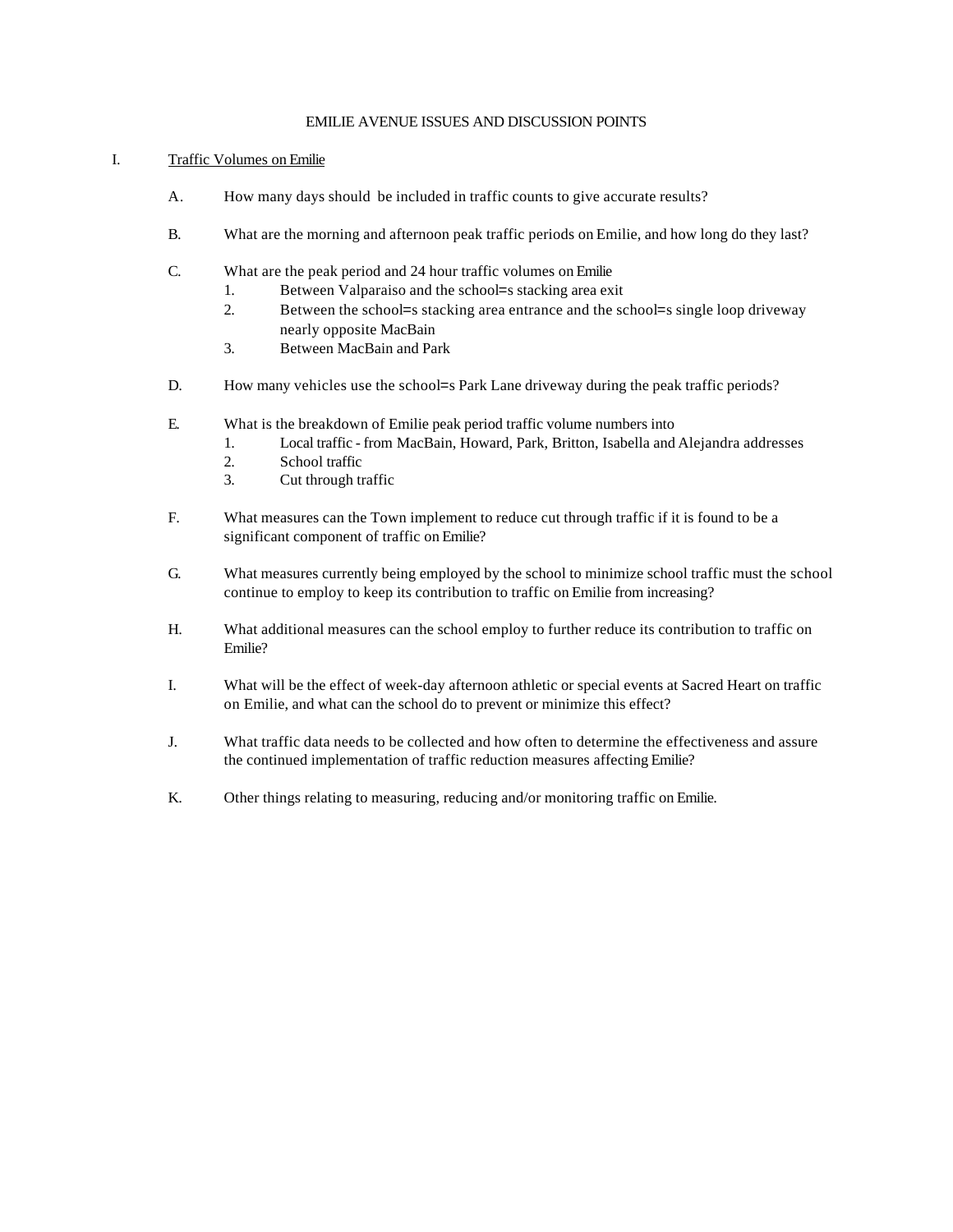# EMILIE AVENUE ISSUES AND DISCUSSION POINTS

I. Traffic Volumes on Emilie

A. How many days should  be included in traffic counts to give accurate results?

B. What are the morning and afternoon peak traffic periods on Emilie, and how long do they last?

C. What are the peak period and 24 hour traffic volumes on Emilie
   1. Between Valparaiso and the school=s stacking area exit
   2. Between the school=s stacking area entrance and the school=s single loop driveway nearly opposite MacBain
   3. Between MacBain and Park

D. How many vehicles use the school=s Park Lane driveway during the peak traffic periods?

E. What is the breakdown of Emilie peak period traffic volume numbers into
   1. Local traffic - from MacBain, Howard, Park, Britton, Isabella and Alejandra addresses
   2. School traffic
   3. Cut through traffic

F. What measures can the Town implement to reduce cut through traffic if it is found to be a significant component of traffic on Emilie?

G. What measures currently being employed by the school to minimize school traffic must the school continue to employ to keep its contribution to traffic on Emilie from increasing?

H. What additional measures can the school employ to further reduce its contribution to traffic on Emilie?

I. What will be the effect of week-day afternoon athletic or special events at Sacred Heart on traffic on Emilie, and what can the school do to prevent or minimize this effect?

J. What traffic data needs to be collected and how often to determine the effectiveness and assure the continued implementation of traffic reduction measures affecting Emilie?

K. Other things relating to measuring, reducing and/or monitoring traffic on Emilie.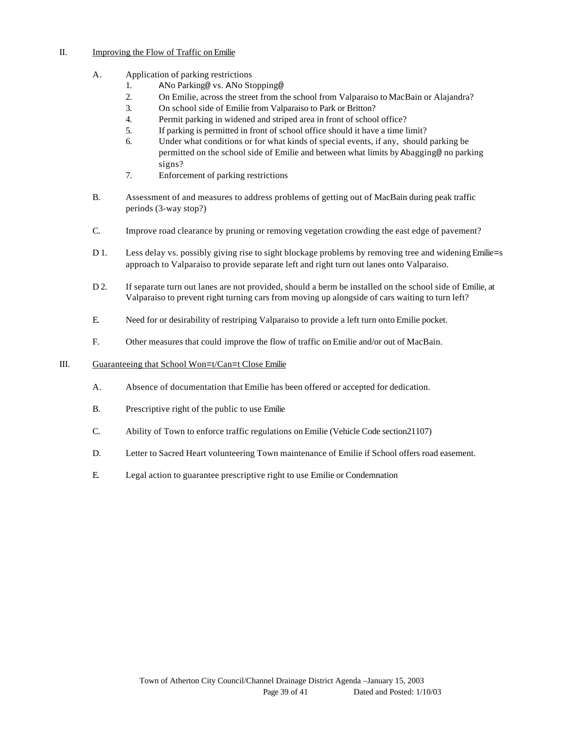## II. Improving the Flow of Traffic on Emilie

A. Application of parking restrictions

1. ANo Parking@ vs. ANo Stopping@
2. On Emilie, across the street from the school from Valparaiso to MacBain or Alajandra?
3. On school side of Emilie from Valparaiso to Park or Britton?
4. Permit parking in widened and striped area in front of school office?
5. If parking is permitted in front of school office should it have a time limit?
6. Under what conditions or for what kinds of special events, if any, should parking be permitted on the school side of Emilie and between what limits by Abagging@ no parking signs?
7. Enforcement of parking restrictions

B. Assessment of and measures to address problems of getting out of MacBain during peak traffic periods (3-way stop?)

C. Improve road clearance by pruning or removing vegetation crowding the east edge of pavement?

D 1. Less delay vs. possibly giving rise to sight blockage problems by removing tree and widening Emilie=s approach to Valparaiso to provide separate left and right turn out lanes onto Valparaiso.

D 2. If separate turn out lanes are not provided, should a berm be installed on the school side of Emilie, at Valparaiso to prevent right turning cars from moving up alongside of cars waiting to turn left?

E. Need for or desirability of restriping Valparaiso to provide a left turn onto Emilie pocket.

F. Other measures that could improve the flow of traffic on Emilie and/or out of MacBain.

## III. Guaranteeing that School Won=t/Can=t Close Emilie

A. Absence of documentation that Emilie has been offered or accepted for dedication.

B. Prescriptive right of the public to use Emilie

C. Ability of Town to enforce traffic regulations on Emilie (Vehicle Code section21107)

D. Letter to Sacred Heart volunteering Town maintenance of Emilie if School offers road easement.

E. Legal action to guarantee prescriptive right to use Emilie or Condemnation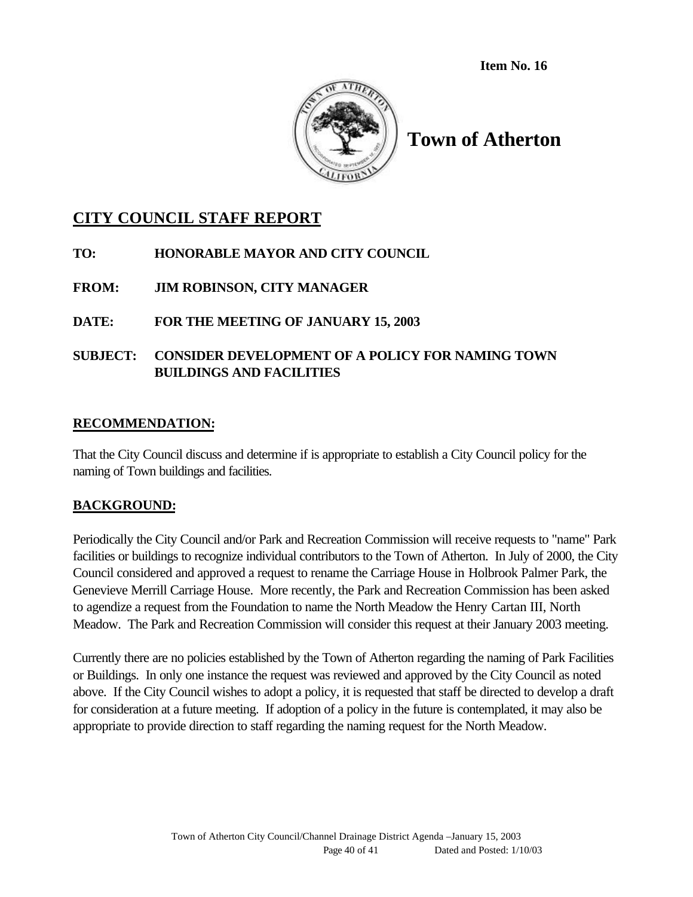**Item No. 16**

# Town of Atherton

## CITY COUNCIL STAFF REPORT

**TO:** HONORABLE MAYOR AND CITY COUNCIL

**FROM:** JIM ROBINSON, CITY MANAGER

**DATE:** FOR THE MEETING OF JANUARY 15, 2003

**SUBJECT:** CONSIDER DEVELOPMENT OF A POLICY FOR NAMING TOWN BUILDINGS AND FACILITIES

### RECOMMENDATION:

That the City Council discuss and determine if is appropriate to establish a City Council policy for the naming of Town buildings and facilities.

### BACKGROUND:

Periodically the City Council and/or Park and Recreation Commission will receive requests to "name" Park facilities or buildings to recognize individual contributors to the Town of Atherton. In July of 2000, the City Council considered and approved a request to rename the Carriage House in Holbrook Palmer Park, the Genevieve Merrill Carriage House. More recently, the Park and Recreation Commission has been asked to agendize a request from the Foundation to name the North Meadow the Henry Cartan III, North Meadow. The Park and Recreation Commission will consider this request at their January 2003 meeting.

Currently there are no policies established by the Town of Atherton regarding the naming of Park Facilities or Buildings. In only one instance the request was reviewed and approved by the City Council as noted above. If the City Council wishes to adopt a policy, it is requested that staff be directed to develop a draft for consideration at a future meeting. If adoption of a policy in the future is contemplated, it may also be appropriate to provide direction to staff regarding the naming request for the North Meadow.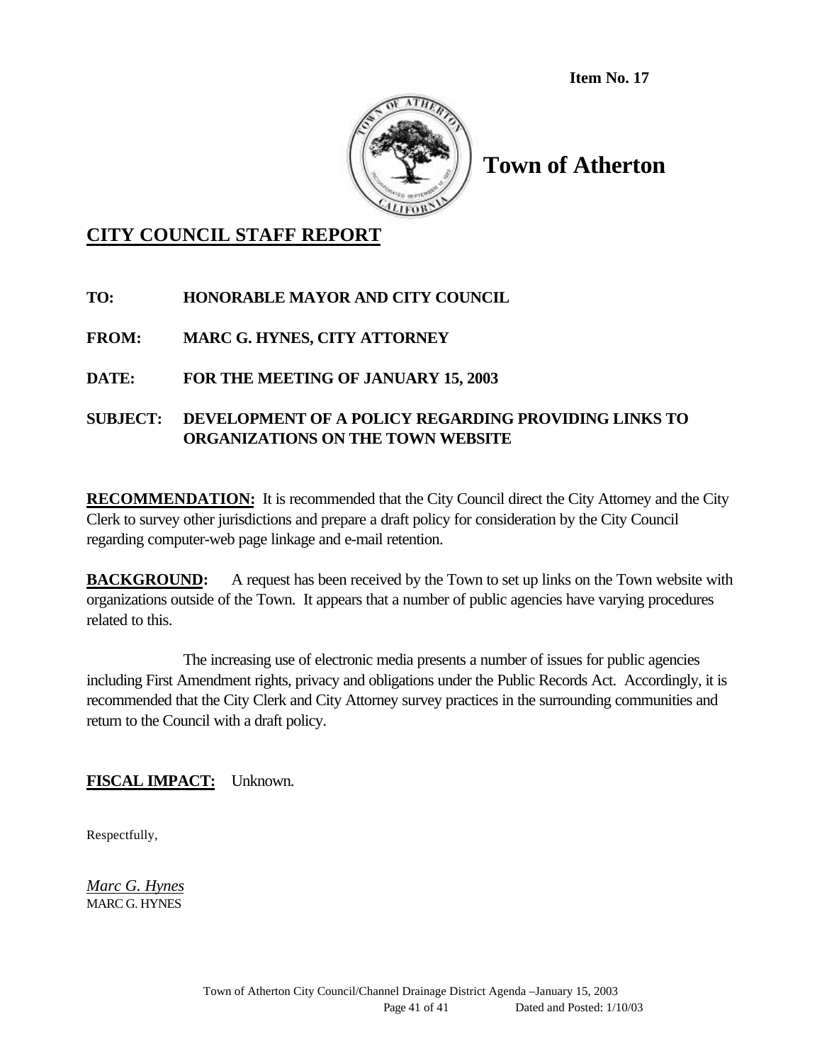**Item No. 17**

# Town of Atherton

## CITY COUNCIL STAFF REPORT

**TO:** HONORABLE MAYOR AND CITY COUNCIL

**FROM:** MARC G. HYNES, CITY ATTORNEY

**DATE:** FOR THE MEETING OF JANUARY 15, 2003

**SUBJECT:** DEVELOPMENT OF A POLICY REGARDING PROVIDING LINKS TO ORGANIZATIONS ON THE TOWN WEBSITE

**RECOMMENDATION:** It is recommended that the City Council direct the City Attorney and the City Clerk to survey other jurisdictions and prepare a draft policy for consideration by the City Council regarding computer-web page linkage and e-mail retention.

**BACKGROUND:** A request has been received by the Town to set up links on the Town website with organizations outside of the Town. It appears that a number of public agencies have varying procedures related to this.

The increasing use of electronic media presents a number of issues for public agencies including First Amendment rights, privacy and obligations under the Public Records Act. Accordingly, it is recommended that the City Clerk and City Attorney survey practices in the surrounding communities and return to the Council with a draft policy.

**FISCAL IMPACT:** Unknown.

Respectfully,

*Marc G. Hynes*
MARC G. HYNES